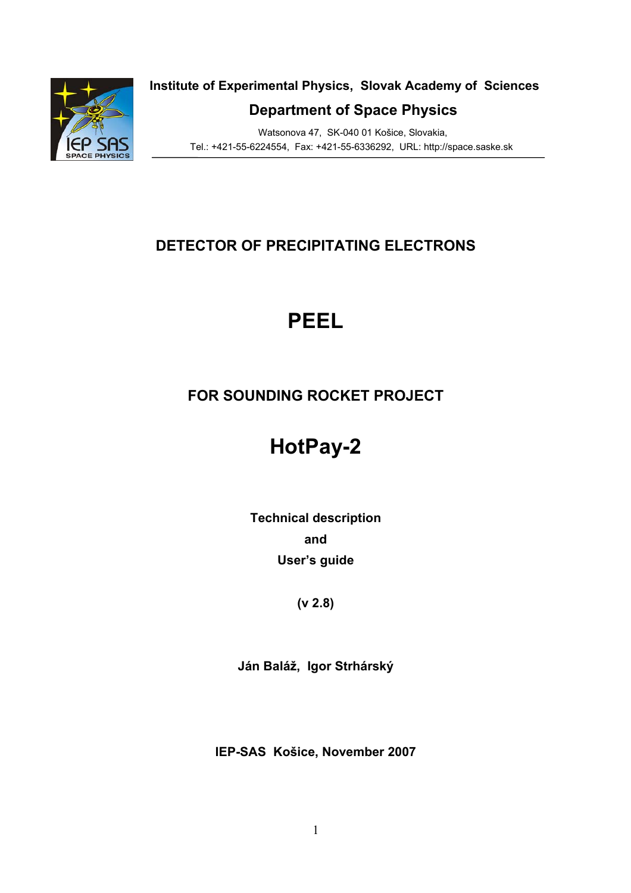**Institute of Experimental Physics, Slovak Academy of Sciences**

**Department of Space Physics**

Watsonova 47, SK-040 01 Košice, Slovakia,
Tel.: +421-55-6224554, Fax: +421-55-6336292, URL: http://space.saske.sk

# DETECTOR OF PRECIPITATING ELECTRONS

# PEEL

## FOR SOUNDING ROCKET PROJECT

# HotPay-2

**Technical description**

**and**

**User's guide**

**(v 2.8)**

**Ján Baláž, Igor Strhárský**

**IEP-SAS Košice, November 2007**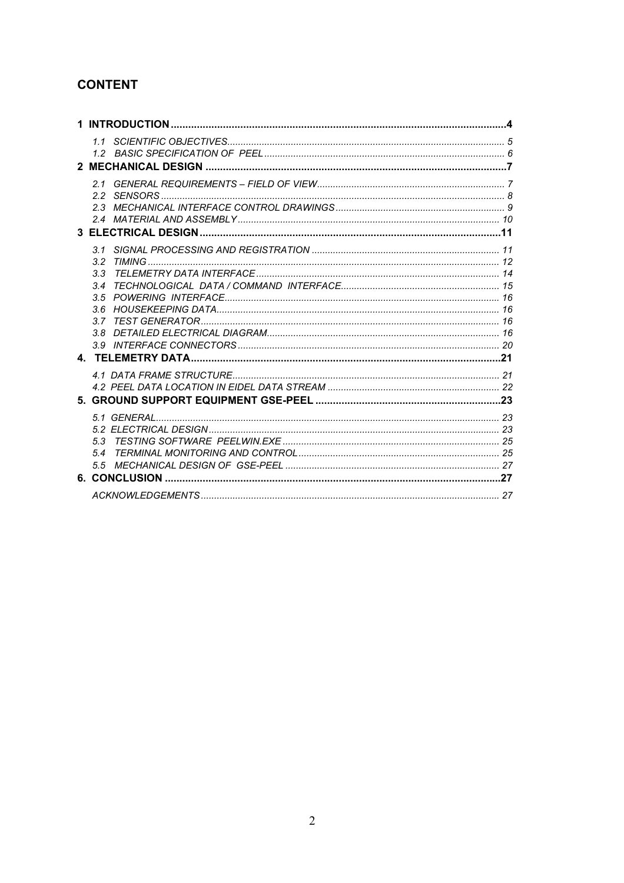## CONTENT

- **1 INTRODUCTION** .......... **4**
  - *1.1 SCIENTIFIC OBJECTIVES* .......... *5*
  - *1.2 BASIC SPECIFICATION OF PEEL* .......... *6*
- **2 MECHANICAL DESIGN** .......... **7**
  - *2.1 GENERAL REQUIREMENTS – FIELD OF VIEW* .......... *7*
  - *2.2 SENSORS* .......... *8*
  - *2.3 MECHANICAL INTERFACE CONTROL DRAWINGS* .......... *9*
  - *2.4 MATERIAL AND ASSEMBLY* .......... *10*
- **3 ELECTRICAL DESIGN** .......... **11**
  - *3.1 SIGNAL PROCESSING AND REGISTRATION* .......... *11*
  - *3.2 TIMING* .......... *12*
  - *3.3 TELEMETRY DATA INTERFACE* .......... *14*
  - *3.4 TECHNOLOGICAL DATA / COMMAND INTERFACE* .......... *15*
  - *3.5 POWERING INTERFACE* .......... *16*
  - *3.6 HOUSEKEEPING DATA* .......... *16*
  - *3.7 TEST GENERATOR* .......... *16*
  - *3.8 DETAILED ELECTRICAL DIAGRAM* .......... *16*
  - *3.9 INTERFACE CONNECTORS* .......... *20*
- **4. TELEMETRY DATA** .......... **21**
  - *4.1 DATA FRAME STRUCTURE* .......... *21*
  - *4.2 PEEL DATA LOCATION IN EIDEL DATA STREAM* .......... *22*
- **5. GROUND SUPPORT EQUIPMENT GSE-PEEL** .......... **23**
  - *5.1 GENERAL* .......... *23*
  - *5.2 ELECTRICAL DESIGN* .......... *23*
  - *5.3 TESTING SOFTWARE PEELWIN.EXE* .......... *25*
  - *5.4 TERMINAL MONITORING AND CONTROL* .......... *25*
  - *5.5 MECHANICAL DESIGN OF GSE-PEEL* .......... *27*
- **6. CONCLUSION** .......... **27**
  - *ACKNOWLEDGEMENTS* .......... *27*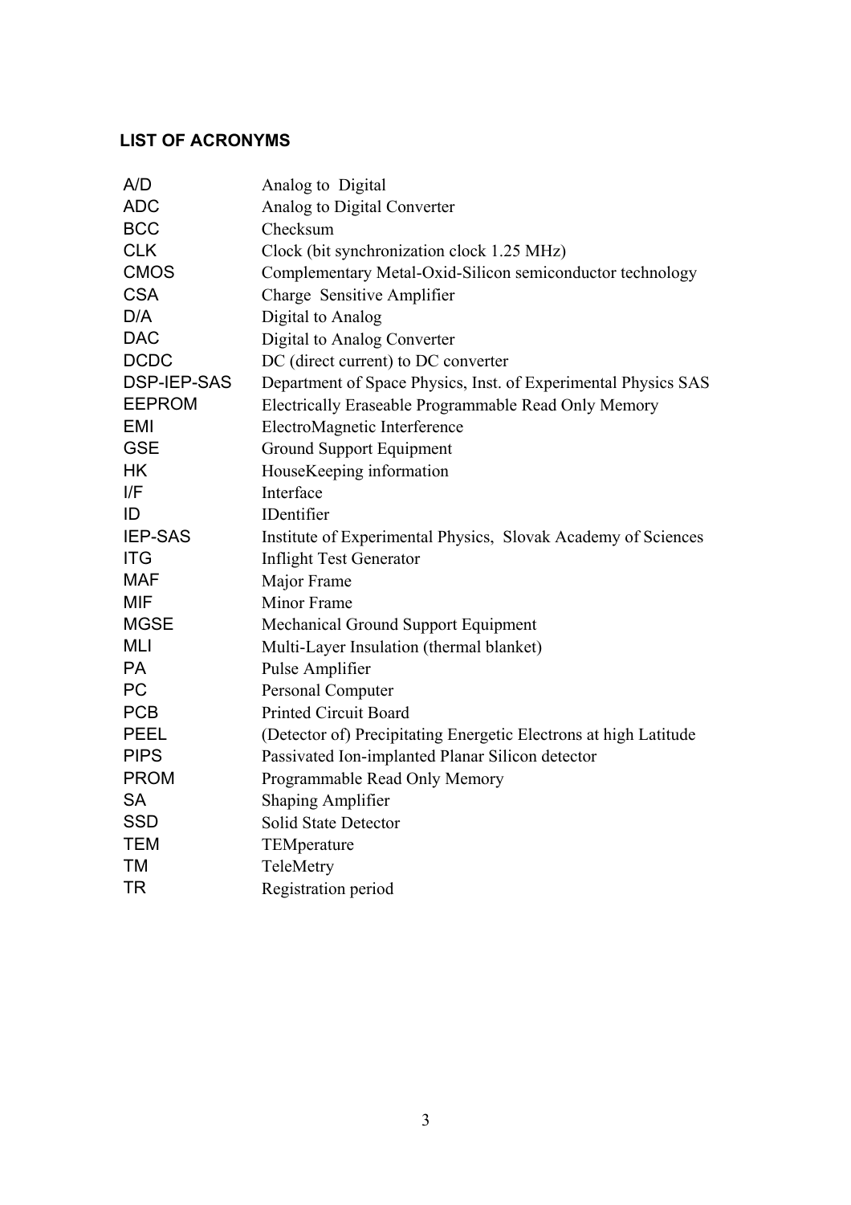## LIST OF ACRONYMS

| | |
|---|---|
| A/D | Analog to Digital |
| ADC | Analog to Digital Converter |
| BCC | Checksum |
| CLK | Clock (bit synchronization clock 1.25 MHz) |
| CMOS | Complementary Metal-Oxid-Silicon semiconductor technology |
| CSA | Charge Sensitive Amplifier |
| D/A | Digital to Analog |
| DAC | Digital to Analog Converter |
| DCDC | DC (direct current) to DC converter |
| DSP-IEP-SAS | Department of Space Physics, Inst. of Experimental Physics SAS |
| EEPROM | Electrically Eraseable Programmable Read Only Memory |
| EMI | ElectroMagnetic Interference |
| GSE | Ground Support Equipment |
| HK | HouseKeeping information |
| I/F | Interface |
| ID | IDentifier |
| IEP-SAS | Institute of Experimental Physics, Slovak Academy of Sciences |
| ITG | Inflight Test Generator |
| MAF | Major Frame |
| MIF | Minor Frame |
| MGSE | Mechanical Ground Support Equipment |
| MLI | Multi-Layer Insulation (thermal blanket) |
| PA | Pulse Amplifier |
| PC | Personal Computer |
| PCB | Printed Circuit Board |
| PEEL | (Detector of) Precipitating Energetic Electrons at high Latitude |
| PIPS | Passivated Ion-implanted Planar Silicon detector |
| PROM | Programmable Read Only Memory |
| SA | Shaping Amplifier |
| SSD | Solid State Detector |
| TEM | TEMperature |
| TM | TeleMetry |
| TR | Registration period |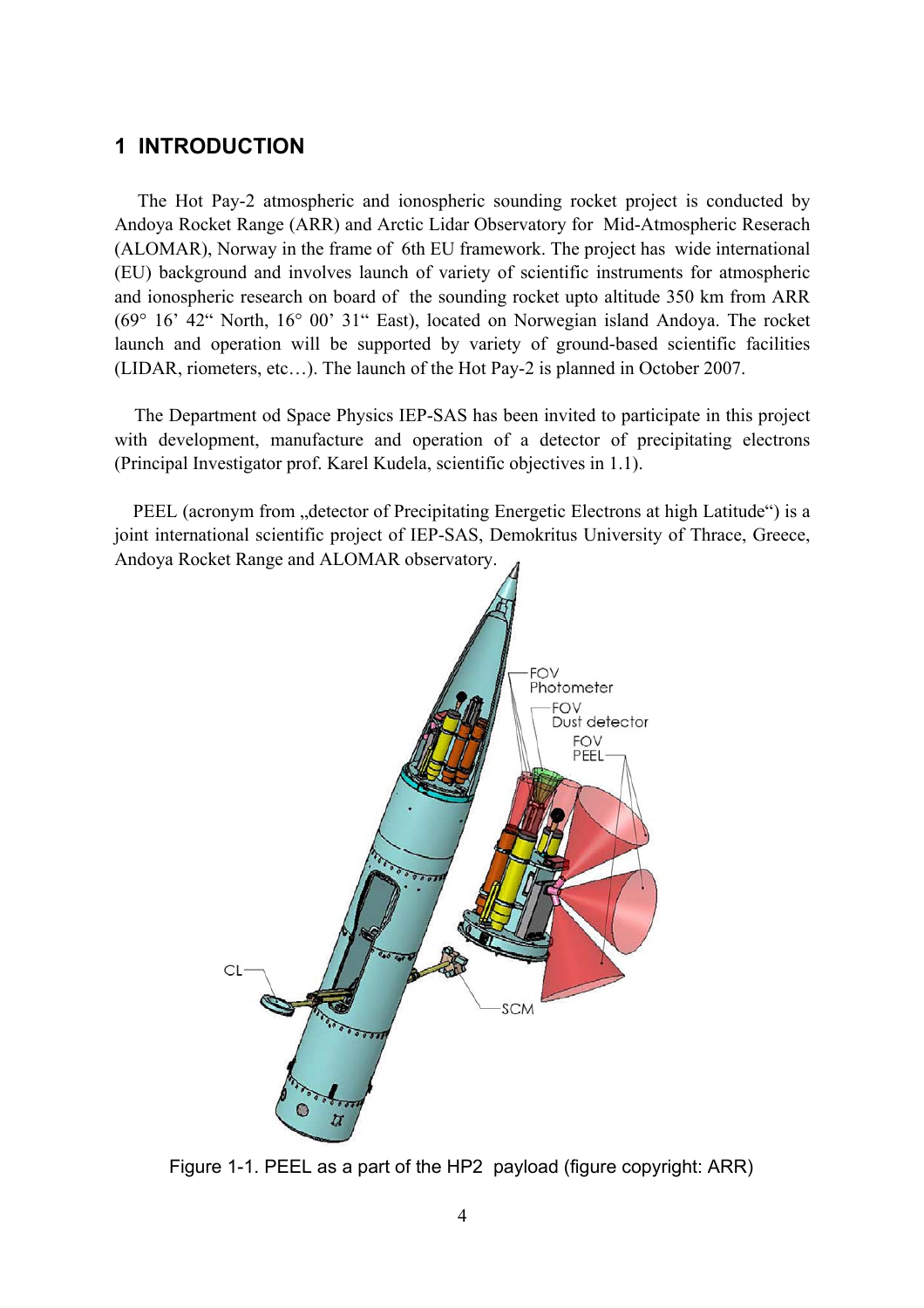# 1 INTRODUCTION

The Hot Pay-2 atmospheric and ionospheric sounding rocket project is conducted by Andoya Rocket Range (ARR) and Arctic Lidar Observatory for Mid-Atmospheric Reserach (ALOMAR), Norway in the frame of 6th EU framework. The project has wide international (EU) background and involves launch of variety of scientific instruments for atmospheric and ionospheric research on board of the sounding rocket upto altitude 350 km from ARR (69° 16' 42" North, 16° 00' 31" East), located on Norwegian island Andoya. The rocket launch and operation will be supported by variety of ground-based scientific facilities (LIDAR, riometers, etc…). The launch of the Hot Pay-2 is planned in October 2007.

The Department od Space Physics IEP-SAS has been invited to participate in this project with development, manufacture and operation of a detector of precipitating electrons (Principal Investigator prof. Karel Kudela, scientific objectives in 1.1).

PEEL (acronym from „detector of Precipitating Energetic Electrons at high Latitude") is a joint international scientific project of IEP-SAS, Demokritus University of Thrace, Greece, Andoya Rocket Range and ALOMAR observatory.

Figure 1-1. PEEL as a part of the HP2 payload (figure copyright: ARR)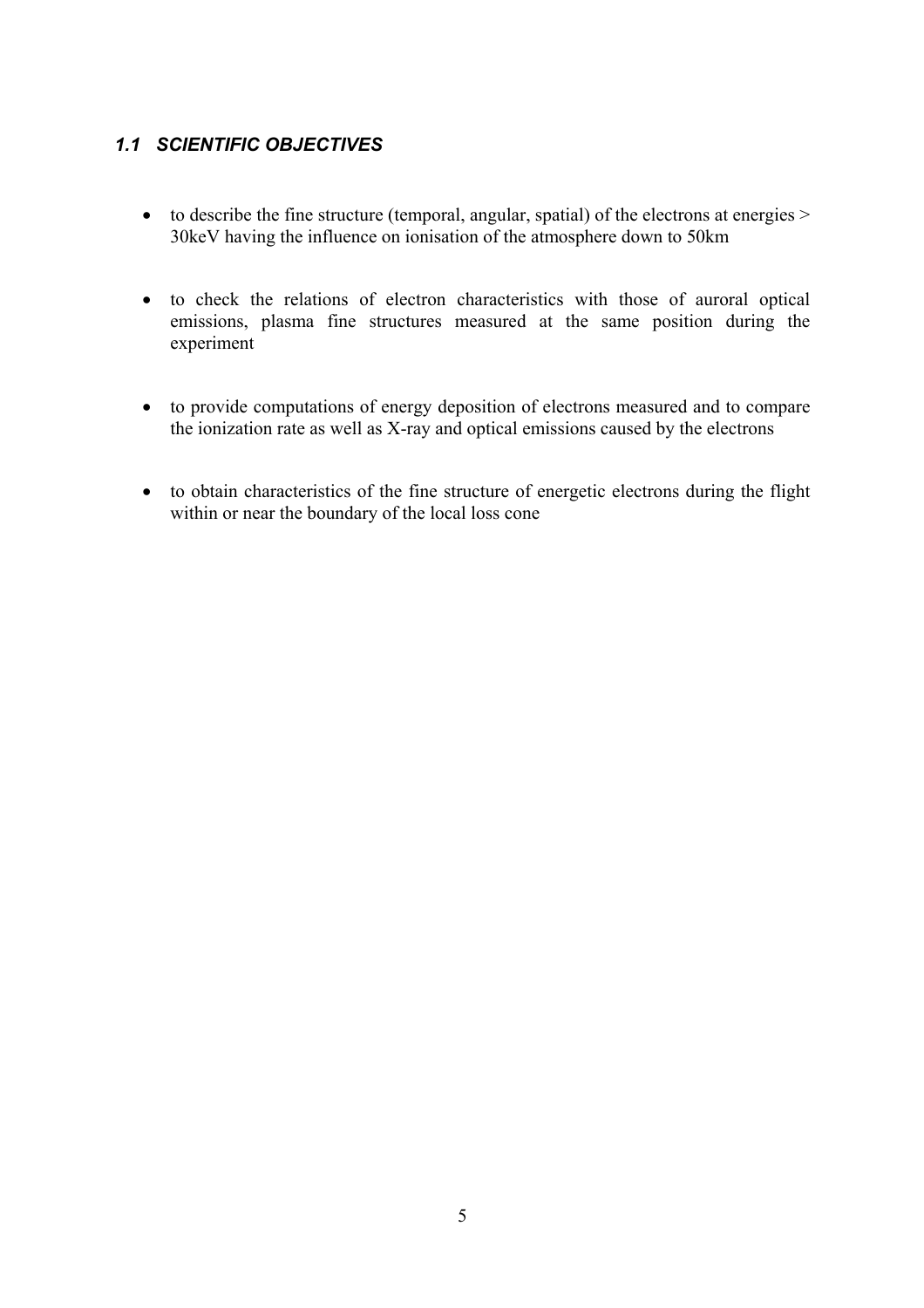## *1.1 SCIENTIFIC OBJECTIVES*

- to describe the fine structure (temporal, angular, spatial) of the electrons at energies > 30keV having the influence on ionisation of the atmosphere down to 50km
- to check the relations of electron characteristics with those of auroral optical emissions, plasma fine structures measured at the same position during the experiment
- to provide computations of energy deposition of electrons measured and to compare the ionization rate as well as X-ray and optical emissions caused by the electrons
- to obtain characteristics of the fine structure of energetic electrons during the flight within or near the boundary of the local loss cone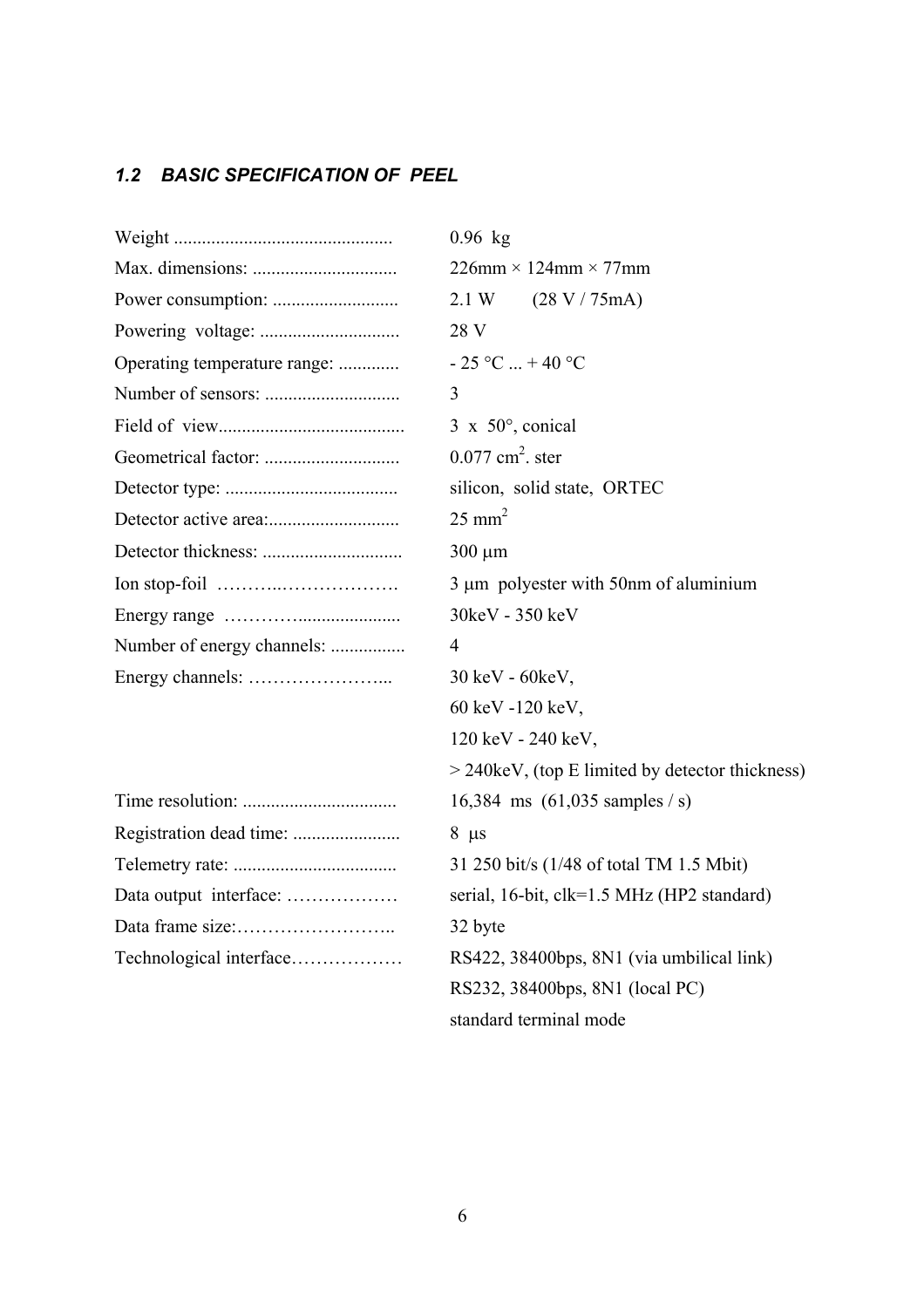### *1.2 BASIC SPECIFICATION OF PEEL*

| | |
|---|---|
| Weight ............................................. | 0.96 kg |
| Max. dimensions: .............................. | 226mm × 124mm × 77mm |
| Power consumption: .......................... | 2.1 W (28 V / 75mA) |
| Powering voltage: ............................. | 28 V |
| Operating temperature range: ............ | - 25 °C ... + 40 °C |
| Number of sensors: ............................ | 3 |
| Field of view....................................... | 3 x 50°, conical |
| Geometrical factor: ............................ | 0.077 $cm^2$. ster |
| Detector type: .................................... | silicon, solid state, ORTEC |
| Detector active area:........................... | 25 $mm^2$ |
| Detector thickness: ............................. | 300 μm |
| Ion stop-foil ………..………………. | 3 μm polyester with 50nm of aluminium |
| Energy range …………................... | 30keV - 350 keV |
| Number of energy channels: ................ | 4 |
| Energy channels: …………………... | 30 keV - 60keV, |
| | 60 keV -120 keV, |
| | 120 keV - 240 keV, |
| | > 240keV, (top E limited by detector thickness) |
| Time resolution: ................................ | 16,384 ms (61,035 samples / s) |
| Registration dead time: ...................... | 8 μs |
| Telemetry rate: .................................. | 31 250 bit/s (1/48 of total TM 1.5 Mbit) |
| Data output interface: ……………… | serial, 16-bit, clk=1.5 MHz (HP2 standard) |
| Data frame size:…………………….. | 32 byte |
| Technological interface……………… | RS422, 38400bps, 8N1 (via umbilical link) |
| | RS232, 38400bps, 8N1 (local PC) |
| | standard terminal mode |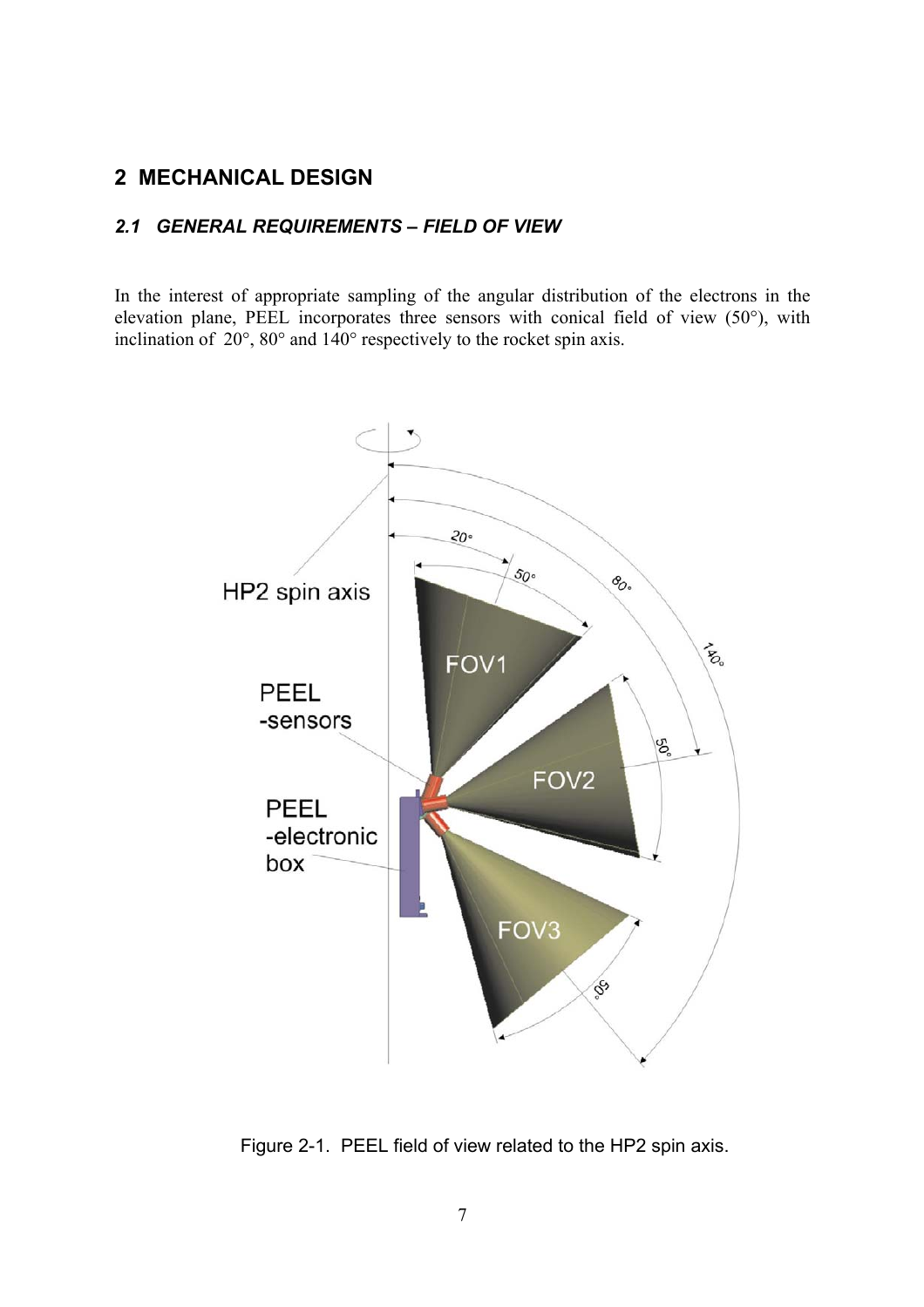## 2 MECHANICAL DESIGN

### *2.1 GENERAL REQUIREMENTS – FIELD OF VIEW*

In the interest of appropriate sampling of the angular distribution of the electrons in the elevation plane, PEEL incorporates three sensors with conical field of view (50°), with inclination of 20°, 80° and 140° respectively to the rocket spin axis.

Figure 2-1. PEEL field of view related to the HP2 spin axis.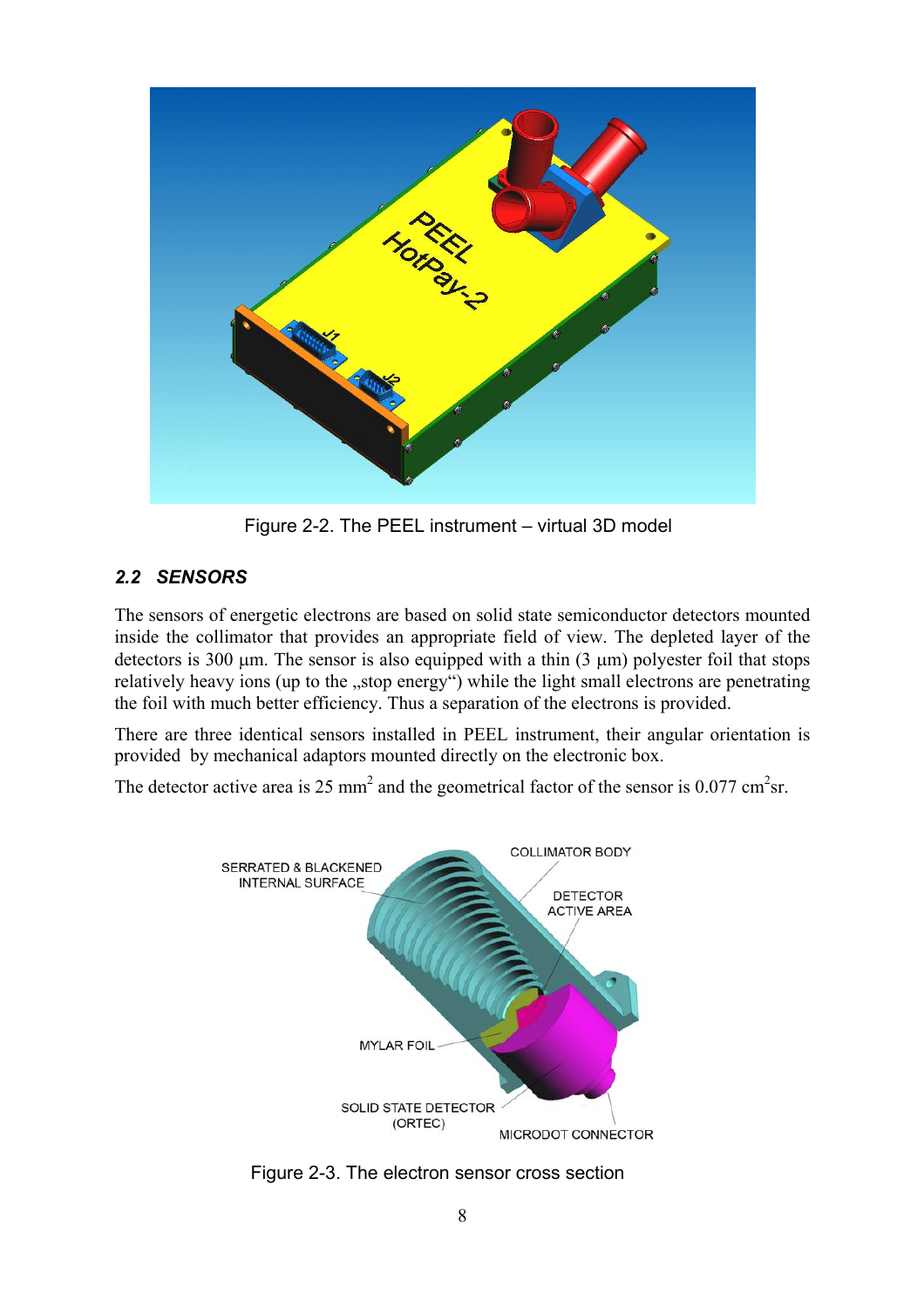Figure 2-2. The PEEL instrument – virtual 3D model

## 2.2 SENSORS

The sensors of energetic electrons are based on solid state semiconductor detectors mounted inside the collimator that provides an appropriate field of view. The depleted layer of the detectors is 300 μm. The sensor is also equipped with a thin (3 μm) polyester foil that stops relatively heavy ions (up to the „stop energy“) while the light small electrons are penetrating the foil with much better efficiency. Thus a separation of the electrons is provided.

There are three identical sensors installed in PEEL instrument, their angular orientation is provided by mechanical adaptors mounted directly on the electronic box.

The detector active area is 25 $mm^2$ and the geometrical factor of the sensor is 0.077 $cm^2sr$.

Figure 2-3. The electron sensor cross section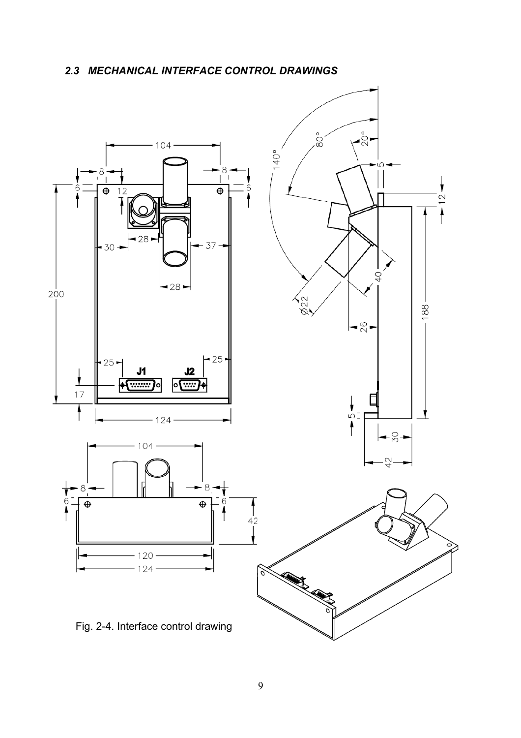### *2.3 MECHANICAL INTERFACE CONTROL DRAWINGS*

Fig. 2-4. Interface control drawing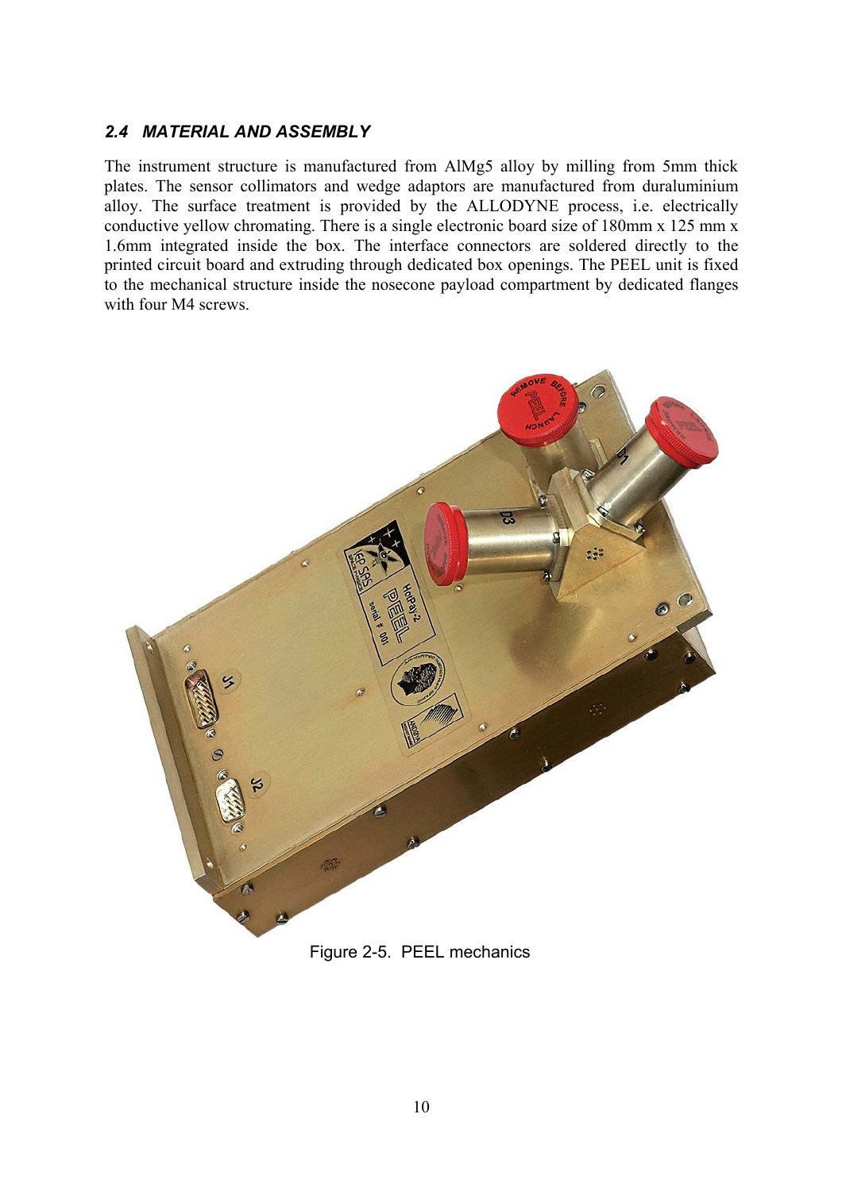### *2.4 MATERIAL AND ASSEMBLY*

The instrument structure is manufactured from AlMg5 alloy by milling from 5mm thick plates. The sensor collimators and wedge adaptors are manufactured from duraluminium alloy. The surface treatment is provided by the ALLODYNE process, i.e. electrically conductive yellow chromating. There is a single electronic board size of 180mm x 125 mm x 1.6mm integrated inside the box. The interface connectors are soldered directly to the printed circuit board and extruding through dedicated box openings. The PEEL unit is fixed to the mechanical structure inside the nosecone payload compartment by dedicated flanges with four M4 screws.

Figure 2-5. PEEL mechanics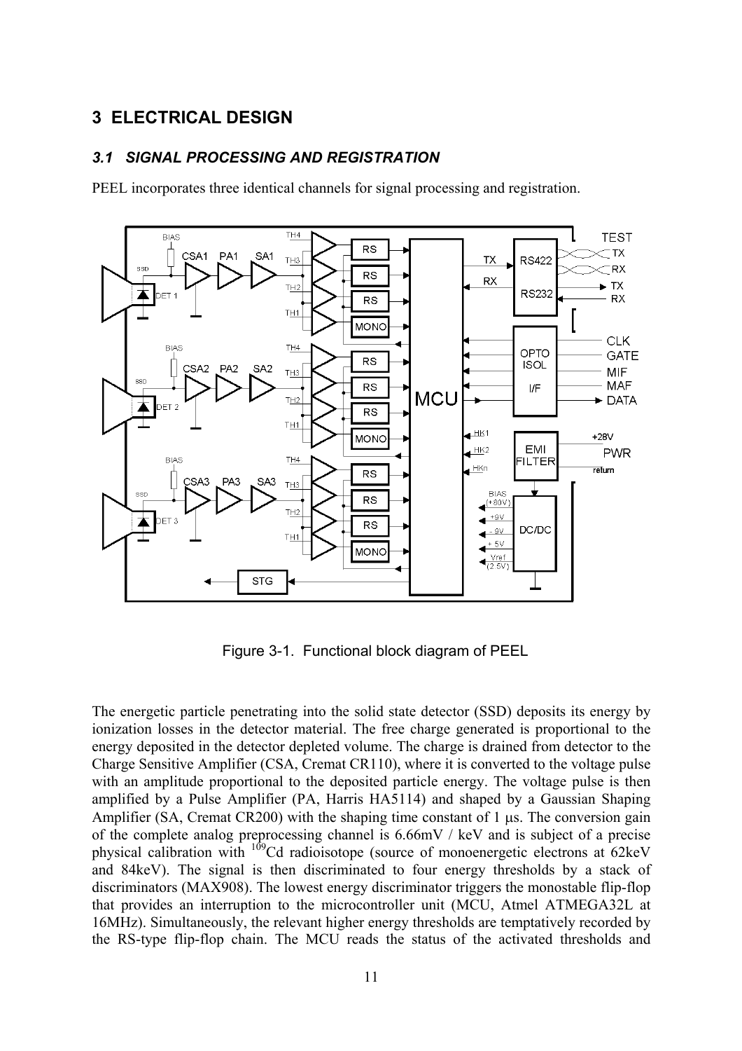# 3 ELECTRICAL DESIGN

## *3.1 SIGNAL PROCESSING AND REGISTRATION*

PEEL incorporates three identical channels for signal processing and registration.

Figure 3-1. Functional block diagram of PEEL

The energetic particle penetrating into the solid state detector (SSD) deposits its energy by ionization losses in the detector material. The free charge generated is proportional to the energy deposited in the detector depleted volume. The charge is drained from detector to the Charge Sensitive Amplifier (CSA, Cremat CR110), where it is converted to the voltage pulse with an amplitude proportional to the deposited particle energy. The voltage pulse is then amplified by a Pulse Amplifier (PA, Harris HA5114) and shaped by a Gaussian Shaping Amplifier (SA, Cremat CR200) with the shaping time constant of 1 μs. The conversion gain of the complete analog preprocessing channel is 6.66mV / keV and is subject of a precise physical calibration with $^{109}$Cd radioisotope (source of monoenergetic electrons at 62keV and 84keV). The signal is then discriminated to four energy thresholds by a stack of discriminators (MAX908). The lowest energy discriminator triggers the monostable flip-flop that provides an interruption to the microcontroller unit (MCU, Atmel ATMEGA32L at 16MHz). Simultaneously, the relevant higher energy thresholds are temptatively recorded by the RS-type flip-flop chain. The MCU reads the status of the activated thresholds and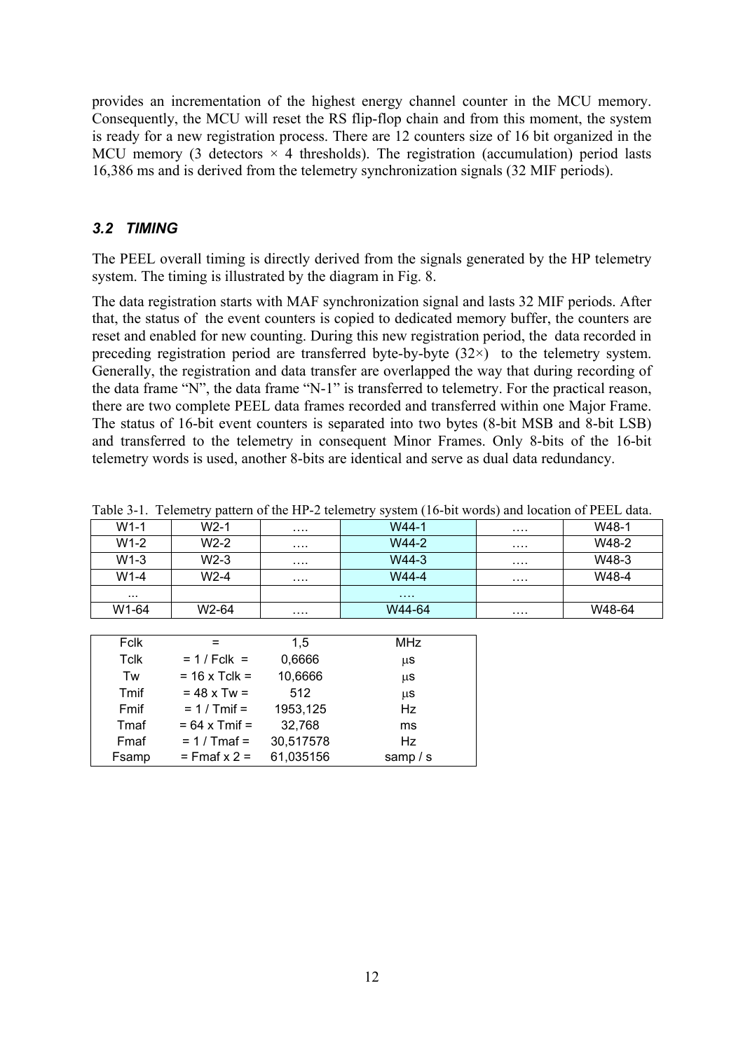provides an incrementation of the highest energy channel counter in the MCU memory. Consequently, the MCU will reset the RS flip-flop chain and from this moment, the system is ready for a new registration process. There are 12 counters size of 16 bit organized in the MCU memory (3 detectors × 4 thresholds). The registration (accumulation) period lasts 16,386 ms and is derived from the telemetry synchronization signals (32 MIF periods).

### *3.2 TIMING*

The PEEL overall timing is directly derived from the signals generated by the HP telemetry system. The timing is illustrated by the diagram in Fig. 8.

The data registration starts with MAF synchronization signal and lasts 32 MIF periods. After that, the status of the event counters is copied to dedicated memory buffer, the counters are reset and enabled for new counting. During this new registration period, the data recorded in preceding registration period are transferred byte-by-byte (32×) to the telemetry system. Generally, the registration and data transfer are overlapped the way that during recording of the data frame "N", the data frame "N-1" is transferred to telemetry. For the practical reason, there are two complete PEEL data frames recorded and transferred within one Major Frame. The status of 16-bit event counters is separated into two bytes (8-bit MSB and 8-bit LSB) and transferred to the telemetry in consequent Minor Frames. Only 8-bits of the 16-bit telemetry words is used, another 8-bits are identical and serve as dual data redundancy.

Table 3-1. Telemetry pattern of the HP-2 telemetry system (16-bit words) and location of PEEL data.

| | | | | | |
|---|---|---|---|---|---|
| W1-1 | W2-1 | …. | W44-1 | …. | W48-1 |
| W1-2 | W2-2 | …. | W44-2 | …. | W48-2 |
| W1-3 | W2-3 | …. | W44-3 | …. | W48-3 |
| W1-4 | W2-4 | …. | W44-4 | …. | W48-4 |
| ... | | | …. | | |
| W1-64 | W2-64 | …. | W44-64 | …. | W48-64 |

| | | | |
|---|---|---|---|
| Fclk | = | 1,5 | MHz |
| Tclk | = 1 / Fclk = | 0,6666 | μs |
| Tw | = 16 x Tclk = | 10,6666 | μs |
| Tmif | = 48 x Tw = | 512 | μs |
| Fmif | = 1 / Tmif = | 1953,125 | Hz |
| Tmaf | = 64 x Tmif = | 32,768 | ms |
| Fmaf | = 1 / Tmaf = | 30,517578 | Hz |
| Fsamp | = Fmaf x 2 = | 61,035156 | samp / s |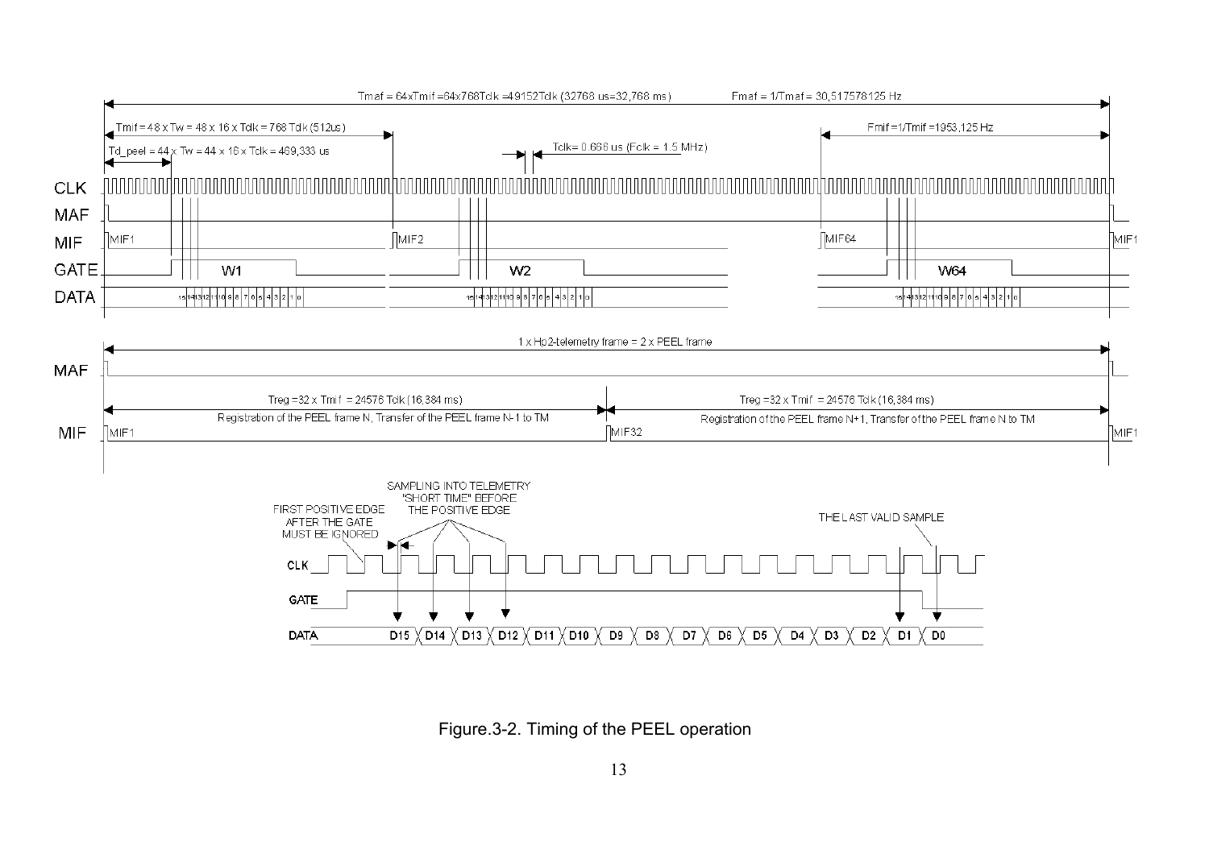Tmaf = 64xTmif =64x768Tclk =49152Tclk (32768 us=32,768 ms)

Fmaf = 1/Tmaf = 30,517578125 Hz

Tmif = 48 x Tw = 48 x 16 x Tclk = 768 Tclk (512us)

Td_peel = 44 x Tw = 44 x 16 x Tclk = 469,333 us

Tclk= 0.666 us (Fclk = 1.5 MHz)

Fmif =1/Tmif =1953,125 Hz

CLK

MAF

MIF — MIF1, MIF2, MIF64, MIF1

GATE — W1, W2, W64

DATA — 15 14 13 12 11 10 9 8 7 6 5 4 3 2 1 0

1 x Hp2-telemetry frame = 2 x PEEL frame

MAF

Treg =32 x Tmif = 24576 Tclk (16,384 ms)

Registration of the PEEL frame N, Transfer of the PEEL frame N-1 to TM

Treg =32 x Tmif = 24576 Tclk (16,384 ms)

Registration of the PEEL frame N+1, Transfer of the PEEL frame N to TM

MIF — MIF1, MIF32, MIF1

FIRST POSITIVE EDGE AFTER THE GATE MUST BE IGNORED

SAMPLING INTO TELEMETRY "SHORT TIME" BEFORE THE POSITIVE EDGE

THE LAST VALID SAMPLE

CLK

GATE

DATA — D15 D14 D13 D12 D11 D10 D9 D8 D7 D6 D5 D4 D3 D2 D1 D0

Figure.3-2. Timing of the PEEL operation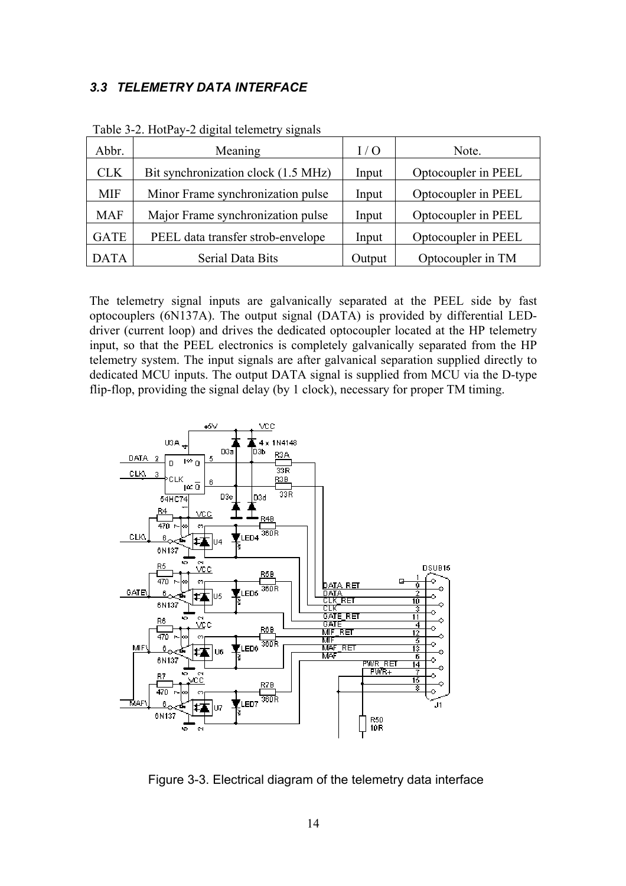### 3.3 TELEMETRY DATA INTERFACE

Table 3-2. HotPay-2 digital telemetry signals

| Abbr. | Meaning | I / O | Note. |
|---|---|---|---|
| CLK | Bit synchronization clock (1.5 MHz) | Input | Optocoupler in PEEL |
| MIF | Minor Frame synchronization pulse | Input | Optocoupler in PEEL |
| MAF | Major Frame synchronization pulse | Input | Optocoupler in PEEL |
| GATE | PEEL data transfer strob-envelope | Input | Optocoupler in PEEL |
| DATA | Serial Data Bits | Output | Optocoupler in TM |

The telemetry signal inputs are galvanically separated at the PEEL side by fast optocouplers (6N137A). The output signal (DATA) is provided by differential LED-driver (current loop) and drives the dedicated optocoupler located at the HP telemetry input, so that the PEEL electronics is completely galvanically separated from the HP telemetry system. The input signals are after galvanical separation supplied directly to dedicated MCU inputs. The output DATA signal is supplied from MCU via the D-type flip-flop, providing the signal delay (by 1 clock), necessary for proper TM timing.

Figure 3-3. Electrical diagram of the telemetry data interface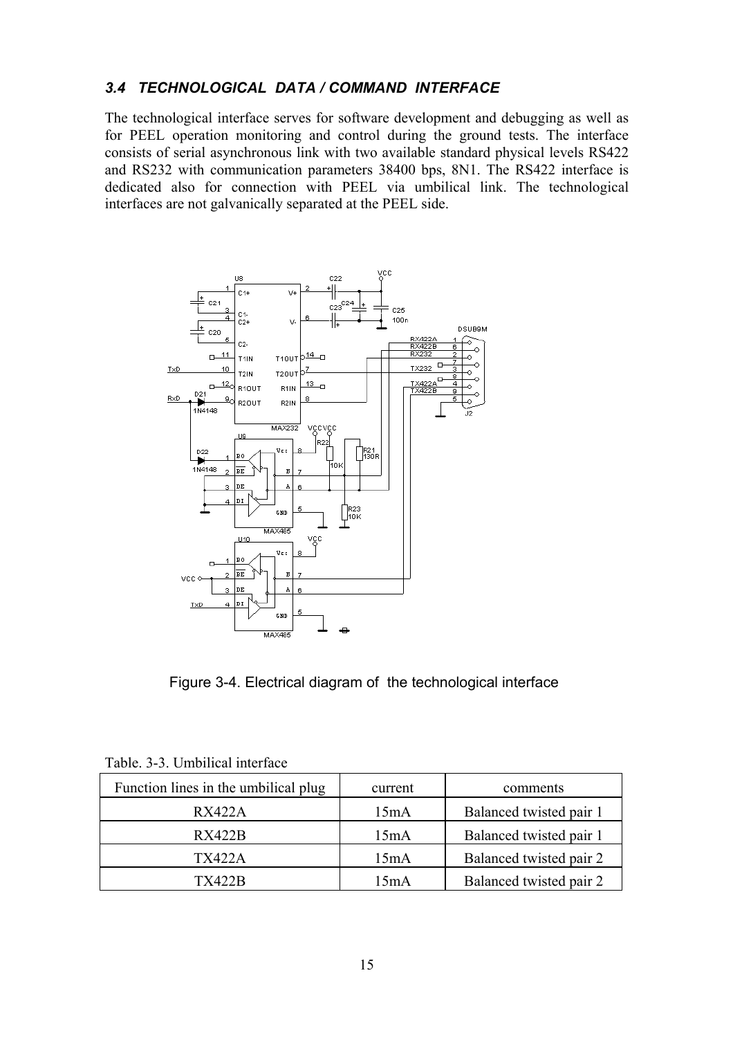### *3.4 TECHNOLOGICAL DATA / COMMAND INTERFACE*

The technological interface serves for software development and debugging as well as for PEEL operation monitoring and control during the ground tests. The interface consists of serial asynchronous link with two available standard physical levels RS422 and RS232 with communication parameters 38400 bps, 8N1. The RS422 interface is dedicated also for connection with PEEL via umbilical link. The technological interfaces are not galvanically separated at the PEEL side.

Figure 3-4. Electrical diagram of the technological interface

Table. 3-3. Umbilical interface

| Function lines in the umbilical plug | current | comments |
|---|---|---|
| RX422A | 15mA | Balanced twisted pair 1 |
| RX422B | 15mA | Balanced twisted pair 1 |
| TX422A | 15mA | Balanced twisted pair 2 |
| TX422B | 15mA | Balanced twisted pair 2 |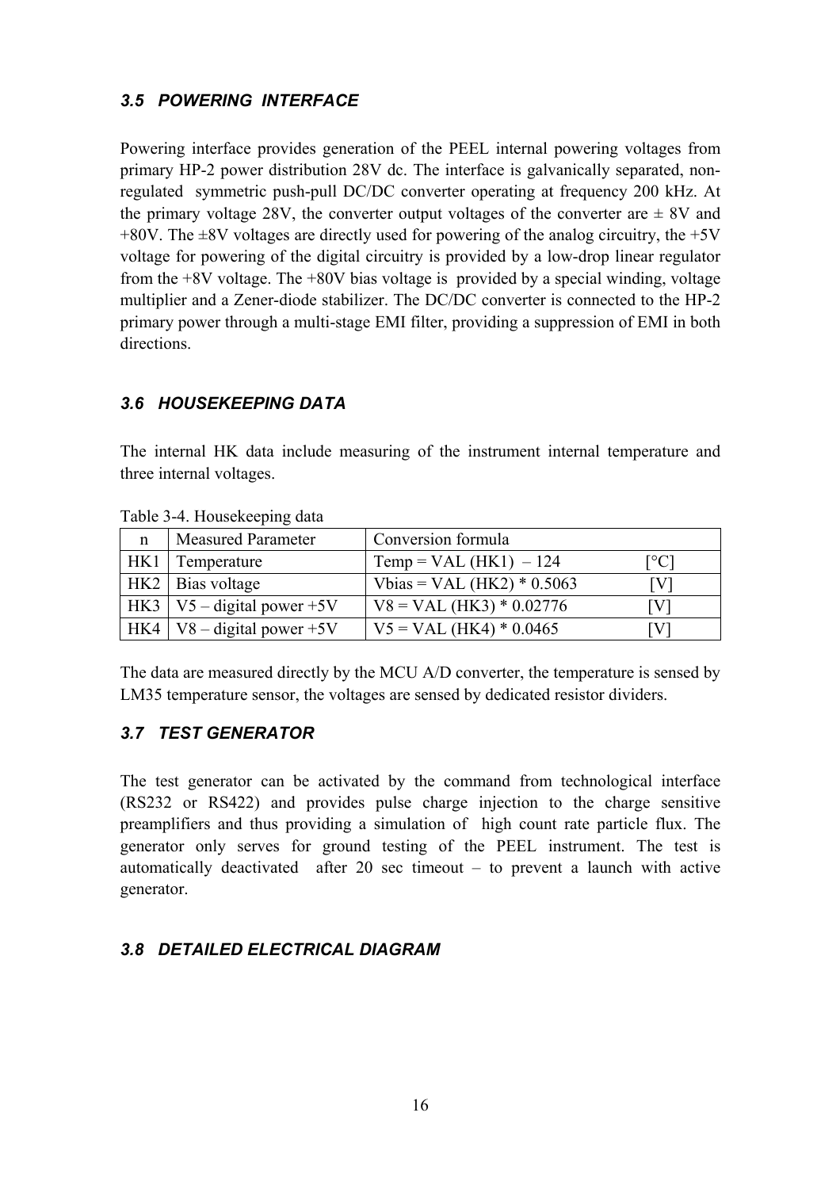### *3.5 POWERING INTERFACE*

Powering interface provides generation of the PEEL internal powering voltages from primary HP-2 power distribution 28V dc. The interface is galvanically separated, non-regulated symmetric push-pull DC/DC converter operating at frequency 200 kHz. At the primary voltage 28V, the converter output voltages of the converter are ± 8V and +80V. The ±8V voltages are directly used for powering of the analog circuitry, the +5V voltage for powering of the digital circuitry is provided by a low-drop linear regulator from the +8V voltage. The +80V bias voltage is provided by a special winding, voltage multiplier and a Zener-diode stabilizer. The DC/DC converter is connected to the HP-2 primary power through a multi-stage EMI filter, providing a suppression of EMI in both directions.

### *3.6 HOUSEKEEPING DATA*

The internal HK data include measuring of the instrument internal temperature and three internal voltages.

Table 3-4. Housekeeping data

| n | Measured Parameter | Conversion formula | |
|---|---|---|---|
| HK1 | Temperature | Temp = VAL (HK1) – 124 | [°C] |
| HK2 | Bias voltage | Vbias = VAL (HK2) * 0.5063 | [V] |
| HK3 | V5 – digital power +5V | V8 = VAL (HK3) * 0.02776 | [V] |
| HK4 | V8 – digital power +5V | V5 = VAL (HK4) * 0.0465 | [V] |

The data are measured directly by the MCU A/D converter, the temperature is sensed by LM35 temperature sensor, the voltages are sensed by dedicated resistor dividers.

### *3.7 TEST GENERATOR*

The test generator can be activated by the command from technological interface (RS232 or RS422) and provides pulse charge injection to the charge sensitive preamplifiers and thus providing a simulation of high count rate particle flux. The generator only serves for ground testing of the PEEL instrument. The test is automatically deactivated after 20 sec timeout – to prevent a launch with active generator.

### *3.8 DETAILED ELECTRICAL DIAGRAM*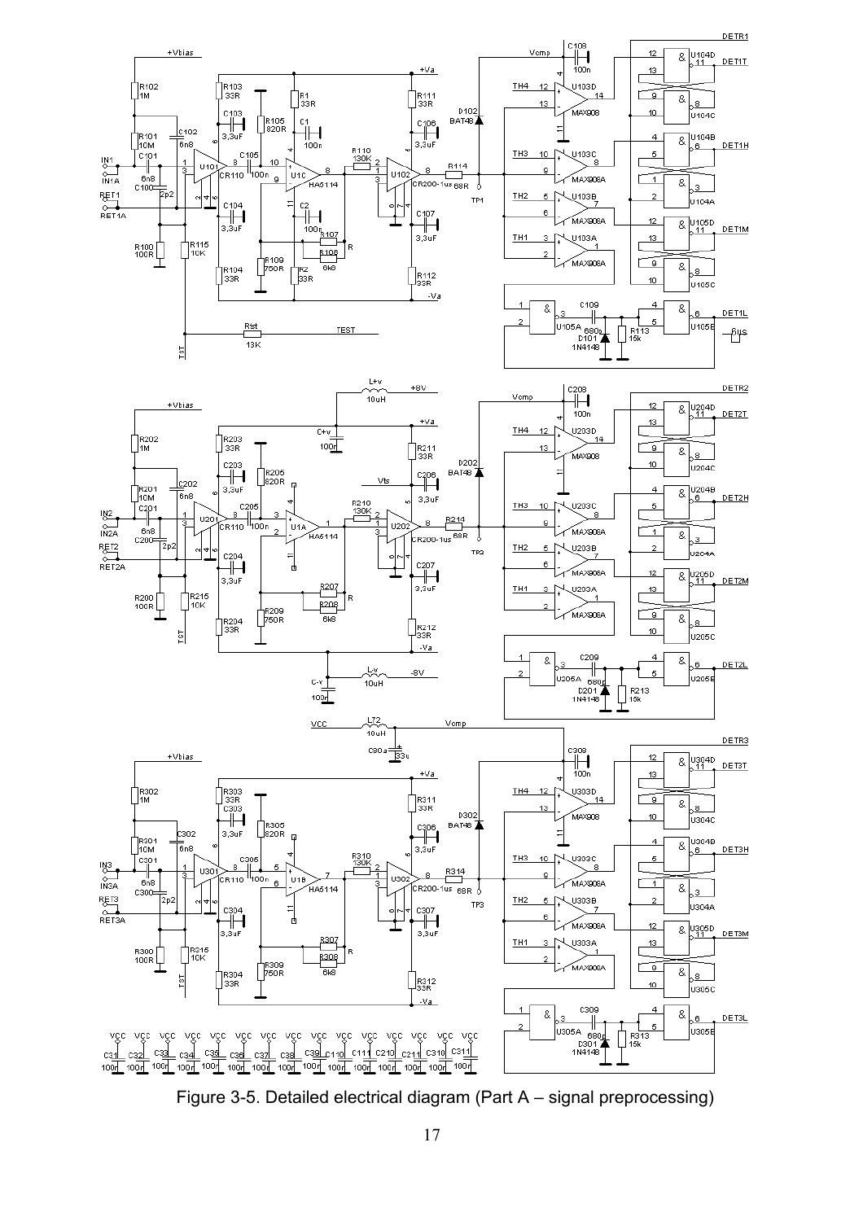Figure 3-5. Detailed electrical diagram (Part A – signal preprocessing)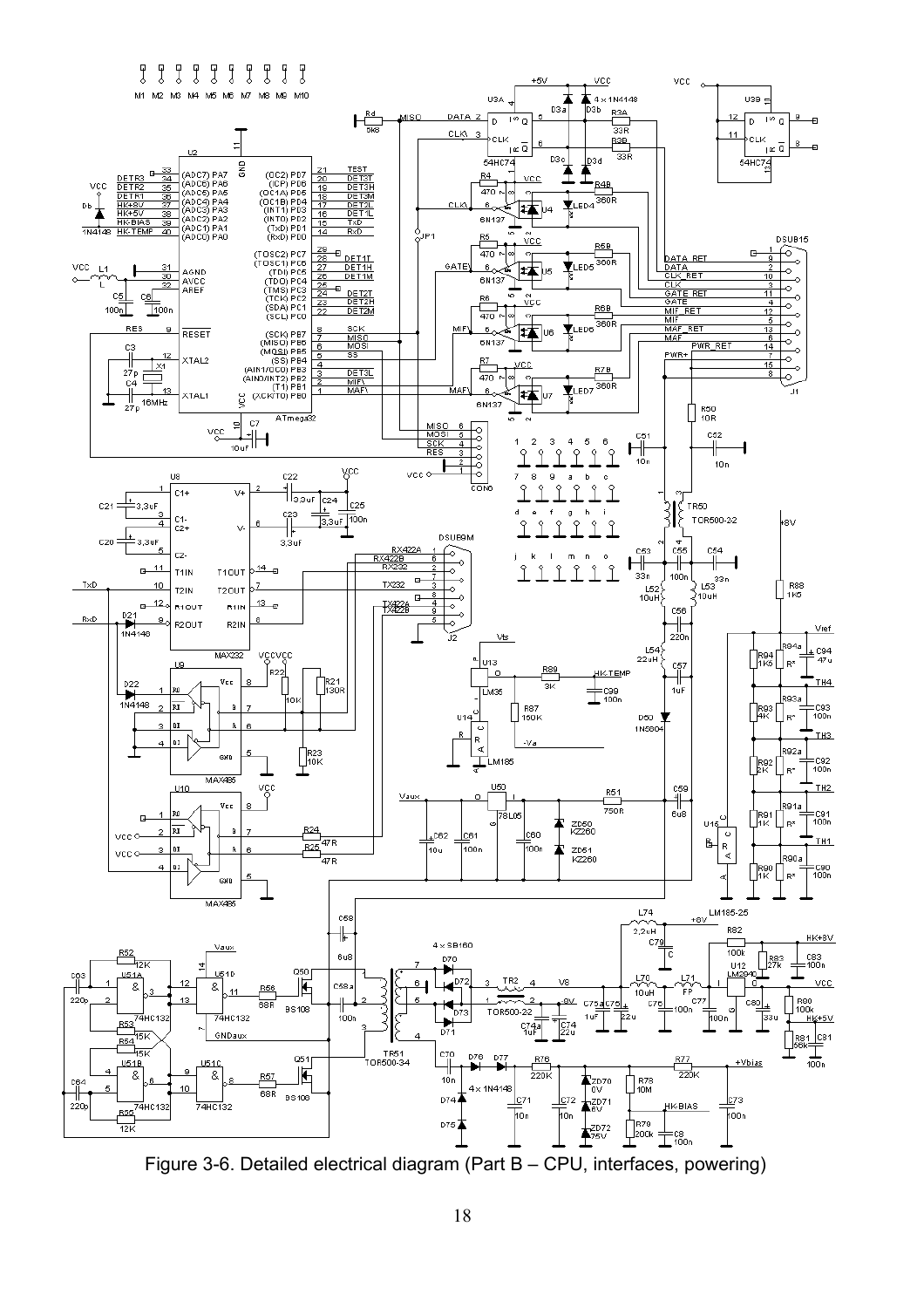Figure 3-6. Detailed electrical diagram (Part B – CPU, interfaces, powering)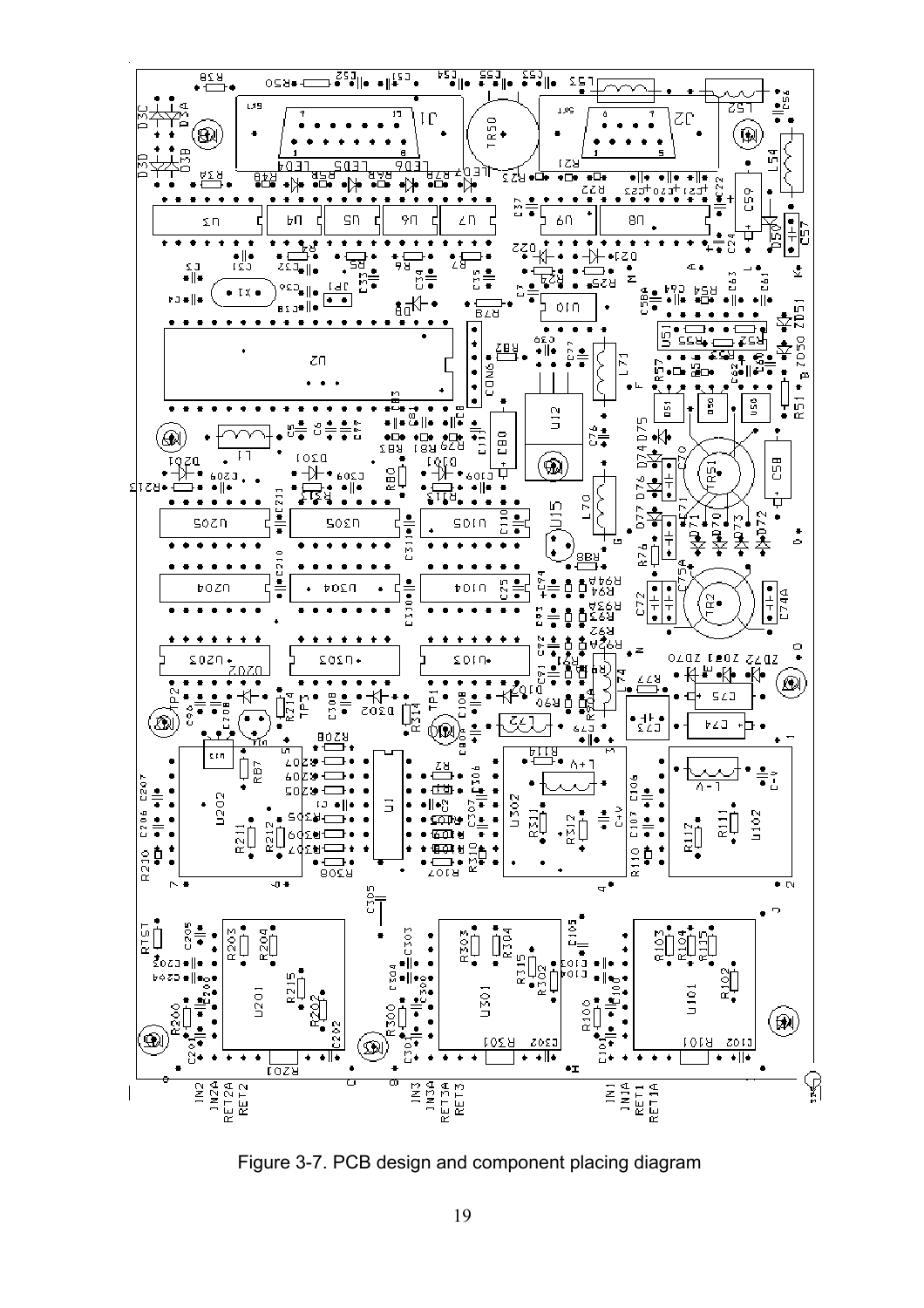Figure 3-7. PCB design and component placing diagram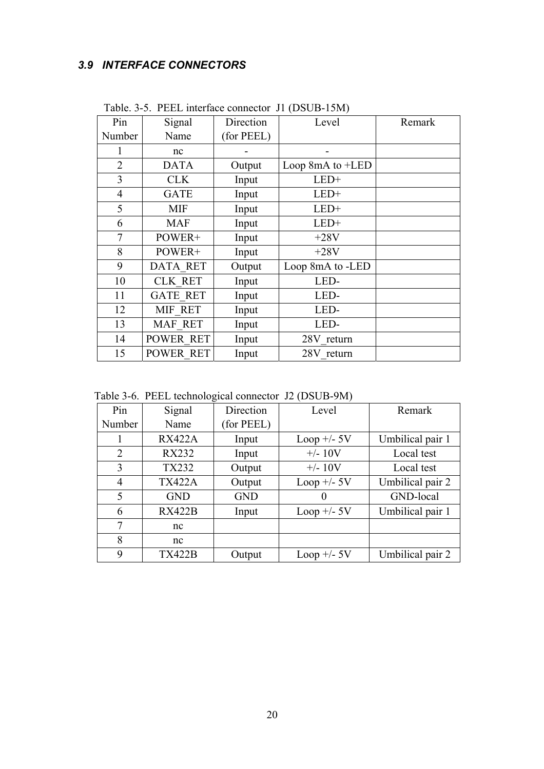### *3.9 INTERFACE CONNECTORS*

Table. 3-5. PEEL interface connector J1 (DSUB-15M)

| Pin Number | Signal Name | Direction (for PEEL) | Level | Remark |
|---|---|---|---|---|
| 1 | nc | - | - | |
| 2 | DATA | Output | Loop 8mA to +LED | |
| 3 | CLK | Input | LED+ | |
| 4 | GATE | Input | LED+ | |
| 5 | MIF | Input | LED+ | |
| 6 | MAF | Input | LED+ | |
| 7 | POWER+ | Input | +28V | |
| 8 | POWER+ | Input | +28V | |
| 9 | DATA_RET | Output | Loop 8mA to -LED | |
| 10 | CLK_RET | Input | LED- | |
| 11 | GATE_RET | Input | LED- | |
| 12 | MIF_RET | Input | LED- | |
| 13 | MAF_RET | Input | LED- | |
| 14 | POWER_RET | Input | 28V_return | |
| 15 | POWER_RET | Input | 28V_return | |

Table 3-6. PEEL technological connector J2 (DSUB-9M)

| Pin Number | Signal Name | Direction (for PEEL) | Level | Remark |
|---|---|---|---|---|
| 1 | RX422A | Input | Loop +/- 5V | Umbilical pair 1 |
| 2 | RX232 | Input | +/- 10V | Local test |
| 3 | TX232 | Output | +/- 10V | Local test |
| 4 | TX422A | Output | Loop +/- 5V | Umbilical pair 2 |
| 5 | GND | GND | 0 | GND-local |
| 6 | RX422B | Input | Loop +/- 5V | Umbilical pair 1 |
| 7 | nc | | | |
| 8 | nc | | | |
| 9 | TX422B | Output | Loop +/- 5V | Umbilical pair 2 |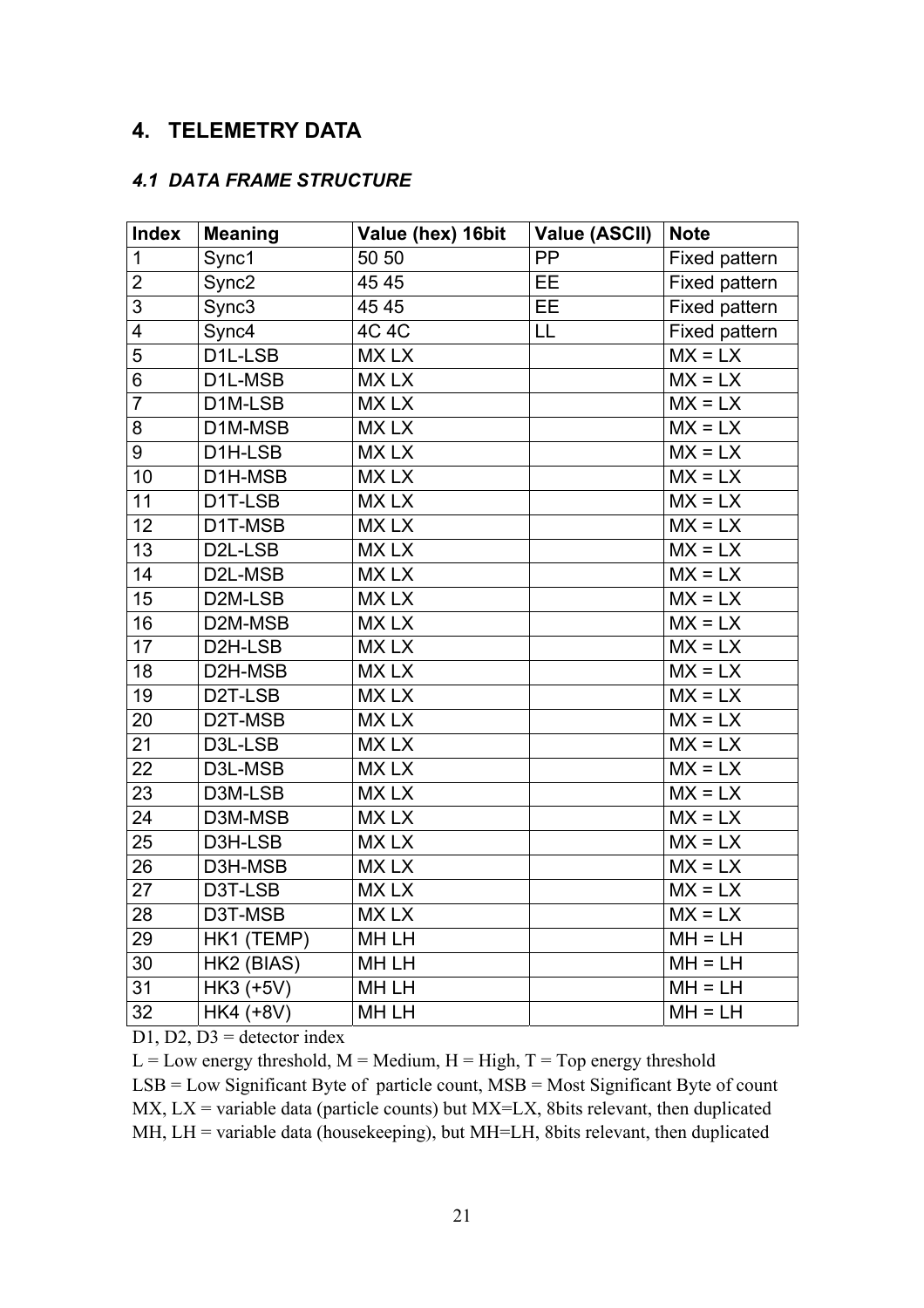## 4. TELEMETRY DATA

### *4.1 DATA FRAME STRUCTURE*

| Index | Meaning | Value (hex) 16bit | Value (ASCII) | Note |
|---|---|---|---|---|
| 1 | Sync1 | 50 50 | PP | Fixed pattern |
| 2 | Sync2 | 45 45 | EE | Fixed pattern |
| 3 | Sync3 | 45 45 | EE | Fixed pattern |
| 4 | Sync4 | 4C 4C | LL | Fixed pattern |
| 5 | D1L-LSB | MX LX | | MX = LX |
| 6 | D1L-MSB | MX LX | | MX = LX |
| 7 | D1M-LSB | MX LX | | MX = LX |
| 8 | D1M-MSB | MX LX | | MX = LX |
| 9 | D1H-LSB | MX LX | | MX = LX |
| 10 | D1H-MSB | MX LX | | MX = LX |
| 11 | D1T-LSB | MX LX | | MX = LX |
| 12 | D1T-MSB | MX LX | | MX = LX |
| 13 | D2L-LSB | MX LX | | MX = LX |
| 14 | D2L-MSB | MX LX | | MX = LX |
| 15 | D2M-LSB | MX LX | | MX = LX |
| 16 | D2M-MSB | MX LX | | MX = LX |
| 17 | D2H-LSB | MX LX | | MX = LX |
| 18 | D2H-MSB | MX LX | | MX = LX |
| 19 | D2T-LSB | MX LX | | MX = LX |
| 20 | D2T-MSB | MX LX | | MX = LX |
| 21 | D3L-LSB | MX LX | | MX = LX |
| 22 | D3L-MSB | MX LX | | MX = LX |
| 23 | D3M-LSB | MX LX | | MX = LX |
| 24 | D3M-MSB | MX LX | | MX = LX |
| 25 | D3H-LSB | MX LX | | MX = LX |
| 26 | D3H-MSB | MX LX | | MX = LX |
| 27 | D3T-LSB | MX LX | | MX = LX |
| 28 | D3T-MSB | MX LX | | MX = LX |
| 29 | HK1 (TEMP) | MH LH | | MH = LH |
| 30 | HK2 (BIAS) | MH LH | | MH = LH |
| 31 | HK3 (+5V) | MH LH | | MH = LH |
| 32 | HK4 (+8V) | MH LH | | MH = LH |

D1, D2, D3 = detector index

L = Low energy threshold, M = Medium, H = High, T = Top energy threshold

LSB = Low Significant Byte of particle count, MSB = Most Significant Byte of count

MX, LX = variable data (particle counts) but MX=LX, 8bits relevant, then duplicated

MH, LH = variable data (housekeeping), but MH=LH, 8bits relevant, then duplicated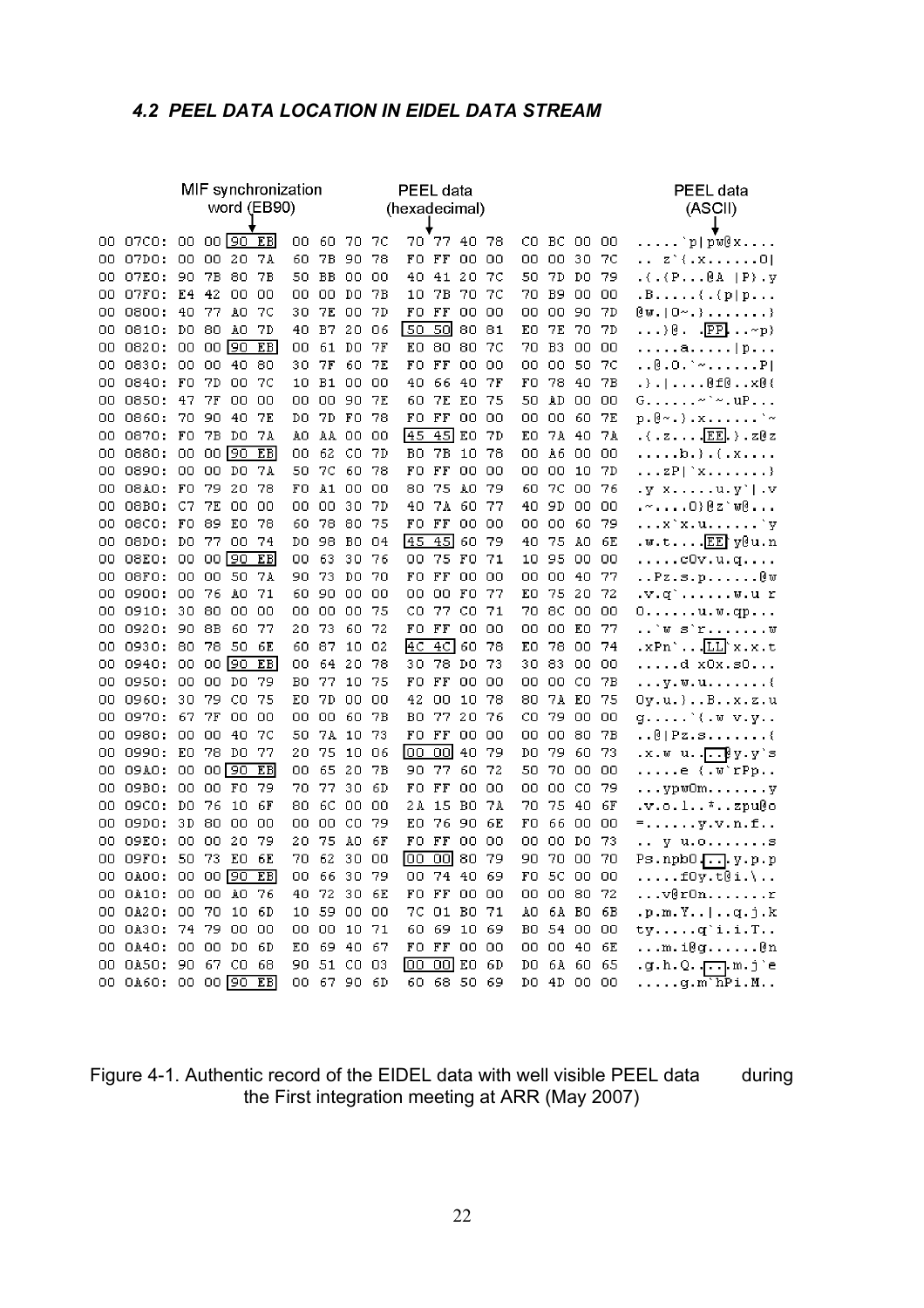### *4.2 PEEL DATA LOCATION IN EIDEL DATA STREAM*

MIF synchronization word (EB90) — PEEL data (hexadecimal) — PEEL data (ASCII)

```
00 07C0: 00 00 90 EB  00 60 70 7C  70 77 40 78  C0 BC 00 00  .....`p|pw@x....
00 07D0: 00 00 20 7A  60 7B 90 78  F0 FF 00 00  00 00 30 7C  .. z`{.x......0|
00 07E0: 90 7B 80 7B  50 BB 00 00  40 41 20 7C  50 7D D0 79  .{.{P...@A |P}.y
00 07F0: E4 42 00 00  00 00 D0 7B  10 7B 70 7C  70 B9 00 00  .B.....{.{p|p...
00 0800: 40 77 A0 7C  30 7E 00 7D  F0 FF 00 00  00 00 90 7D  @w.|0~.}.......}
00 0810: D0 80 A0 7D  40 B7 20 06  50 50 80 81  E0 7E 70 7D  ...}@. .PP...~p}
00 0820: 00 00 90 EB  00 61 D0 7F  E0 80 80 7C  70 B3 00 00  .....a.....|p...
00 0830: 00 00 40 80  30 7F 60 7E  F0 FF 00 00  00 00 50 7C  ..@.0.`~......P|
00 0840: F0 7D 00 7C  10 B1 00 00  40 66 40 7F  F0 78 40 7B  .}.|....@f@..x@{
00 0850: 47 7F 00 00  00 00 90 7E  60 7E E0 75  50 AD 00 00  G......~`~.uP...
00 0860: 70 90 40 7E  D0 7D F0 78  F0 FF 00 00  00 00 60 7E  p.@~.}.x......`~
00 0870: F0 7B D0 7A  A0 AA 00 00  45 45 E0 7D  E0 7A 40 7A  .{.z....EE.}.z@z
00 0880: 00 00 90 EB  00 62 C0 7D  B0 7B 10 78  00 A6 00 00  .....b.}.{.x....
00 0890: 00 00 D0 7A  50 7C 60 78  F0 FF 00 00  00 00 10 7D  ...zP|`x.......}
00 08A0: F0 79 20 78  F0 A1 00 00  80 75 A0 79  60 7C 00 76  .y x.....u.y`|.v
00 08B0: C7 7E 00 00  00 00 30 7D  40 7A 60 77  40 9D 00 00  .~....0}@z`w@...
00 08C0: F0 89 E0 78  60 78 80 75  F0 FF 00 00  00 00 60 79  ...x`x.u......`y
00 08D0: D0 77 00 74  D0 98 B0 04  45 45 60 79  40 75 A0 6E  .w.t....EE`y@u.n
00 08E0: 00 00 90 EB  00 63 30 76  00 75 F0 71  10 95 00 00  .....c0v.u.q....
00 08F0: 00 00 50 7A  90 73 D0 70  F0 FF 00 00  00 00 40 77  ..Pz.s.p......@w
00 0900: 00 76 A0 71  60 90 00 00  00 00 F0 77  E0 75 20 72  .v.q`......w.u r
00 0910: 30 80 00 00  00 00 00 75  C0 77 C0 71  70 8C 00 00  0......u.w.qp...
00 0920: 90 8B 60 77  20 73 60 72  F0 FF 00 00  00 00 E0 77  ..`w s`r.......w
00 0930: 80 78 50 6E  60 87 10 02  4C 4C 60 78  E0 78 00 74  .xPn`...LL`x.x.t
00 0940: 00 00 90 EB  00 64 20 78  30 78 D0 73  30 83 00 00  .....d x0x.s0...
00 0950: 00 00 D0 79  B0 77 10 75  F0 FF 00 00  00 00 C0 7B  ...y.w.u.......{
00 0960: 30 79 C0 75  E0 7D 00 00  42 00 10 78  80 7A E0 75  0y.u.}..B..x.z.u
00 0970: 67 7F 00 00  00 00 60 7B  B0 77 20 76  C0 79 00 00  g.....`{.w v.y..
00 0980: 00 00 40 7C  50 7A 10 73  F0 FF 00 00  00 00 80 7B  ..@|Pz.s.......{
00 0990: E0 78 D0 77  20 75 10 06  00 00 40 79  D0 79 60 73  .x.w u....@y.y`s
00 09A0: 00 00 90 EB  00 65 20 7B  90 77 60 72  50 70 00 00  .....e {.w`rPp..
00 09B0: 00 00 F0 79  70 77 30 6D  F0 FF 00 00  00 00 C0 79  ...ypw0m.......y
00 09C0: D0 76 10 6F  80 6C 00 00  2A 15 B0 7A  70 75 40 6F  .v.o.l..*..zpu@o
00 09D0: 3D 80 00 00  00 00 C0 79  E0 76 90 6E  F0 66 00 00  =......y.v.n.f..
00 09E0: 00 00 20 79  20 75 A0 6F  F0 FF 00 00  00 00 D0 73  .. y u.o.......s
00 09F0: 50 73 E0 6E  70 62 30 00  00 00 80 79  90 70 00 70  Ps.npb0....y.p.p
00 0A00: 00 00 90 EB  00 66 30 79  00 74 40 69  F0 5C 00 00  .....f0y.t@i.\..
00 0A10: 00 00 A0 76  40 72 30 6E  F0 FF 00 00  00 00 80 72  ...v@r0n.......r
00 0A20: 00 70 10 6D  10 59 00 00  7C 01 B0 71  A0 6A B0 6B  .p.m.Y..|...q.j.k
00 0A30: 74 79 00 00  00 00 10 71  60 69 10 69  B0 54 00 00  ty.....q`i.i.T..
00 0A40: 00 00 D0 6D  E0 69 40 67  F0 FF 00 00  00 00 40 6E  ...m.i@g......@n
00 0A50: 90 67 C0 68  90 51 C0 03  00 00 E0 6D  D0 6A 60 65  .g.h.Q.....m.j`e
00 0A60: 00 00 90 EB  00 67 90 6D  60 68 50 69  D0 4D 00 00  .....g.m`hPi.M..
```

Figure 4-1. Authentic record of the EIDEL data with well visible PEEL data during the First integration meeting at ARR (May 2007)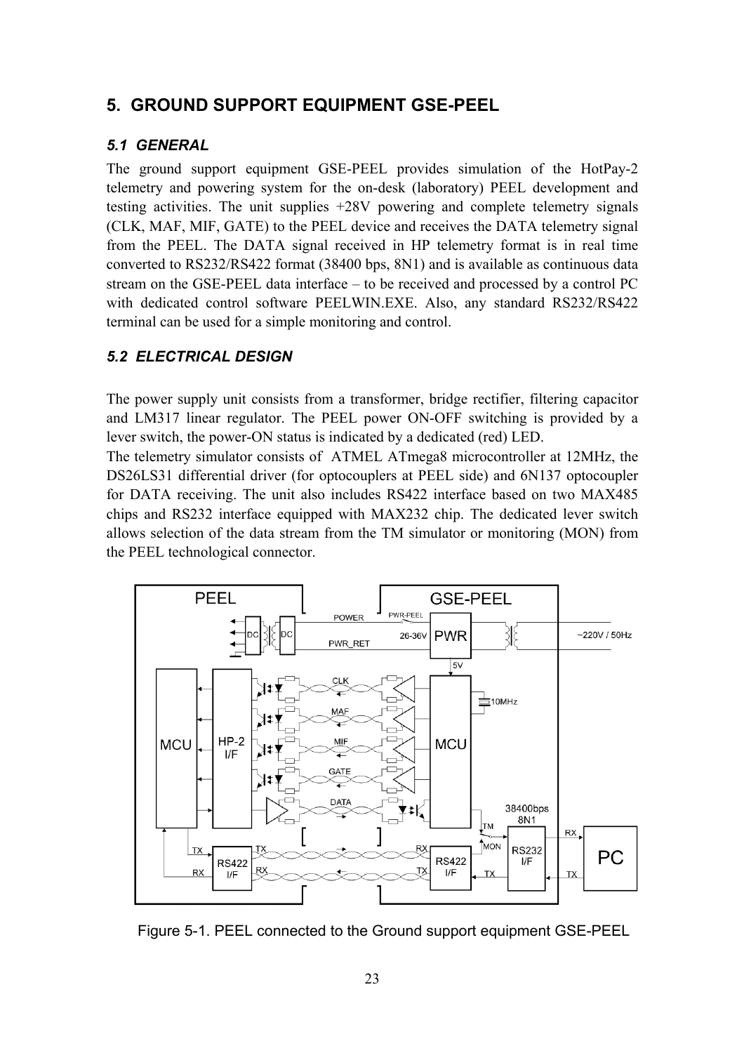## 5. GROUND SUPPORT EQUIPMENT GSE-PEEL

### *5.1 GENERAL*

The ground support equipment GSE-PEEL provides simulation of the HotPay-2 telemetry and powering system for the on-desk (laboratory) PEEL development and testing activities. The unit supplies +28V powering and complete telemetry signals (CLK, MAF, MIF, GATE) to the PEEL device and receives the DATA telemetry signal from the PEEL. The DATA signal received in HP telemetry format is in real time converted to RS232/RS422 format (38400 bps, 8N1) and is available as continuous data stream on the GSE-PEEL data interface – to be received and processed by a control PC with dedicated control software PEELWIN.EXE. Also, any standard RS232/RS422 terminal can be used for a simple monitoring and control.

### *5.2 ELECTRICAL DESIGN*

The power supply unit consists from a transformer, bridge rectifier, filtering capacitor and LM317 linear regulator. The PEEL power ON-OFF switching is provided by a lever switch, the power-ON status is indicated by a dedicated (red) LED.

The telemetry simulator consists of ATMEL ATmega8 microcontroller at 12MHz, the DS26LS31 differential driver (for optocouplers at PEEL side) and 6N137 optocoupler for DATA receiving. The unit also includes RS422 interface based on two MAX485 chips and RS232 interface equipped with MAX232 chip. The dedicated lever switch allows selection of the data stream from the TM simulator or monitoring (MON) from the PEEL technological connector.

Figure 5-1. PEEL connected to the Ground support equipment GSE-PEEL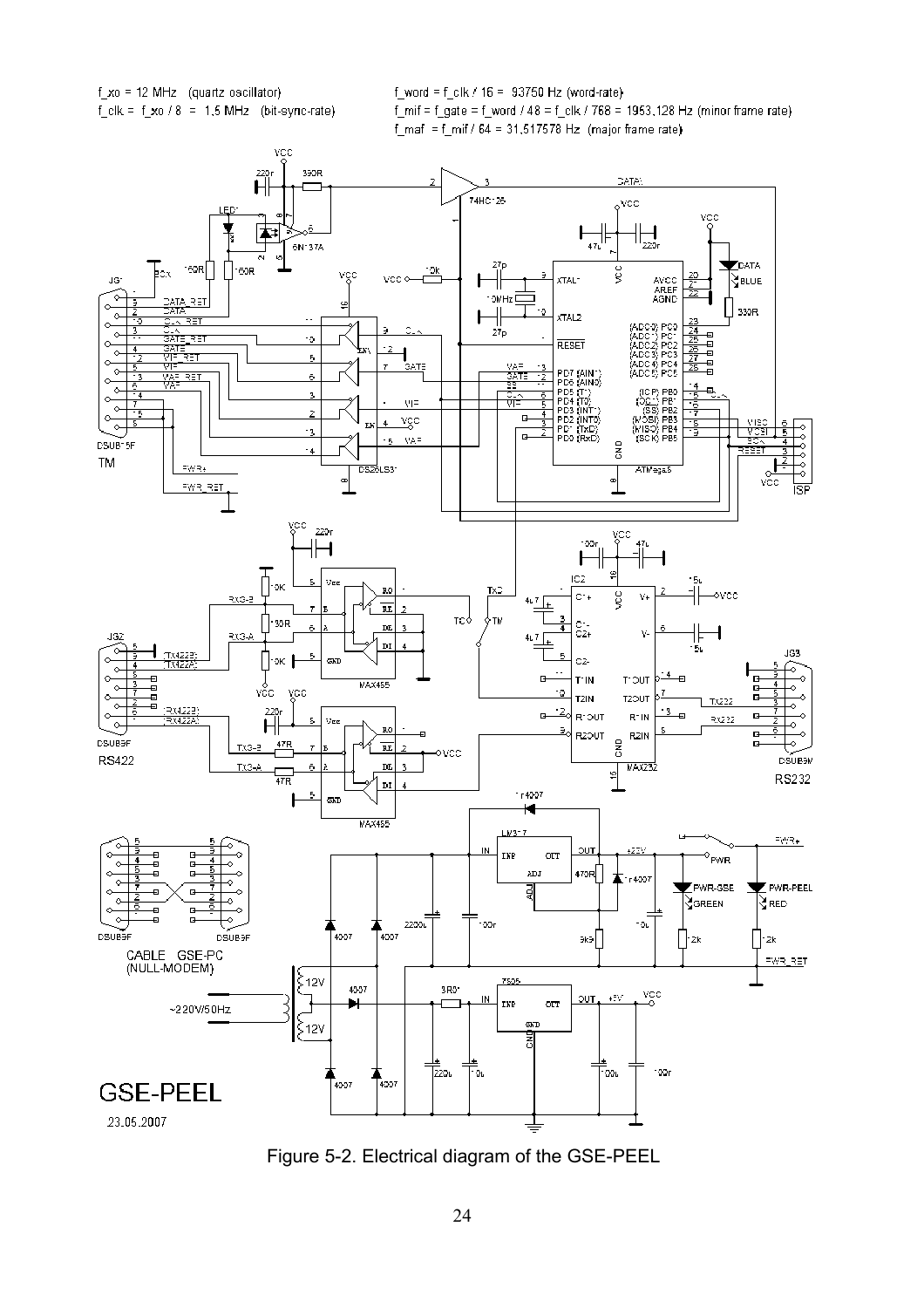$f_{xo} = 12$ MHz (quartz oscillator)

$f_{clk} = f_{xo} / 8 = 1.5$ MHz (bit-sync-rate)

$f_{word} = f_{clk} / 16 = 93750$ Hz (word-rate)

$f_{mif} = f_{gate} = f_{word} / 48 = f_{clk} / 768 = 1953.128$ Hz (minor frame rate)

$f_{maf} = f_{mif} / 64 = 31.517578$ Hz (major frame rate)

GSE-PEEL

23.05.2007

Figure 5-2. Electrical diagram of the GSE-PEEL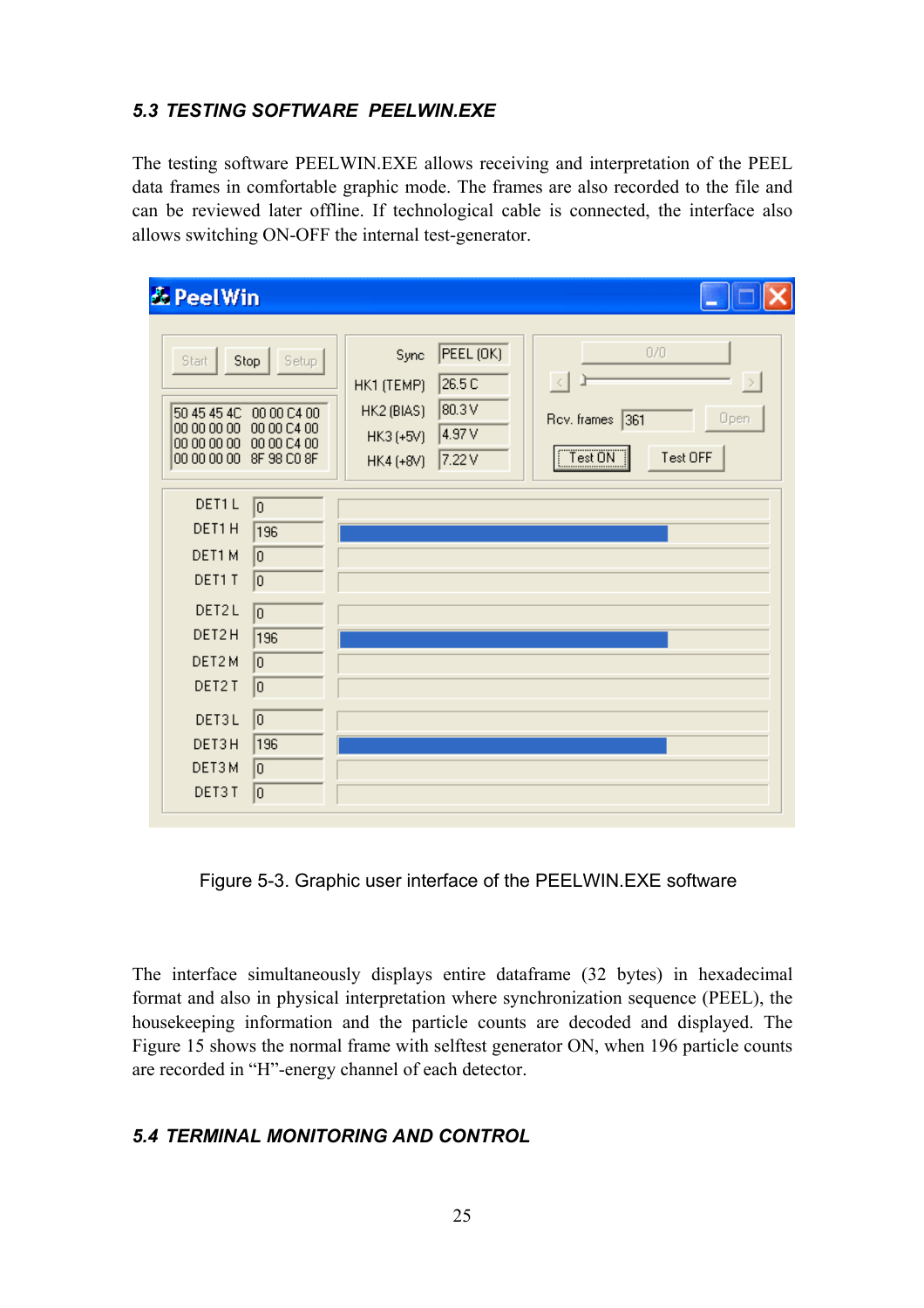### 5.3 TESTING SOFTWARE PEELWIN.EXE

The testing software PEELWIN.EXE allows receiving and interpretation of the PEEL data frames in comfortable graphic mode. The frames are also recorded to the file and can be reviewed later offline. If technological cable is connected, the interface also allows switching ON-OFF the internal test-generator.

Figure 5-3. Graphic user interface of the PEELWIN.EXE software

The interface simultaneously displays entire dataframe (32 bytes) in hexadecimal format and also in physical interpretation where synchronization sequence (PEEL), the housekeeping information and the particle counts are decoded and displayed. The Figure 15 shows the normal frame with selftest generator ON, when 196 particle counts are recorded in "H"-energy channel of each detector.

### 5.4 TERMINAL MONITORING AND CONTROL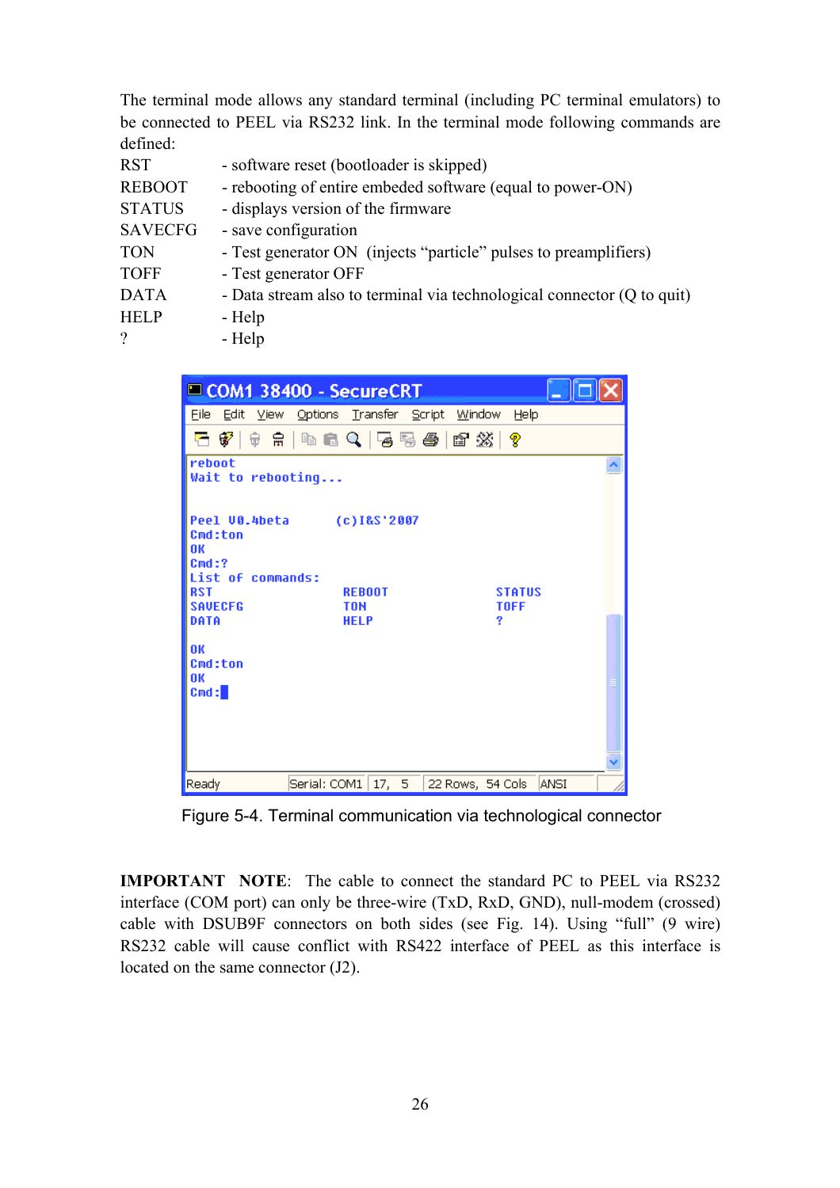The terminal mode allows any standard terminal (including PC terminal emulators) to be connected to PEEL via RS232 link. In the terminal mode following commands are defined:

| | |
|---|---|
| RST | - software reset (bootloader is skipped) |
| REBOOT | - rebooting of entire embeded software (equal to power-ON) |
| STATUS | - displays version of the firmware |
| SAVECFG | - save configuration |
| TON | - Test generator ON (injects “particle” pulses to preamplifiers) |
| TOFF | - Test generator OFF |
| DATA | - Data stream also to terminal via technological connector (Q to quit) |
| HELP | - Help |
| ? | - Help |

```
reboot
Wait to rebooting...


Peel V0.4beta       (c)I&S'2007
Cmd:ton
OK
Cmd:?
List of commands:
RST                 REBOOT              STATUS
SAVECFG             TON                 TOFF
DATA                HELP                ?

OK
Cmd:ton
OK
Cmd:
```

Figure 5-4. Terminal communication via technological connector

**IMPORTANT NOTE**: The cable to connect the standard PC to PEEL via RS232 interface (COM port) can only be three-wire (TxD, RxD, GND), null-modem (crossed) cable with DSUB9F connectors on both sides (see Fig. 14). Using “full” (9 wire) RS232 cable will cause conflict with RS422 interface of PEEL as this interface is located on the same connector (J2).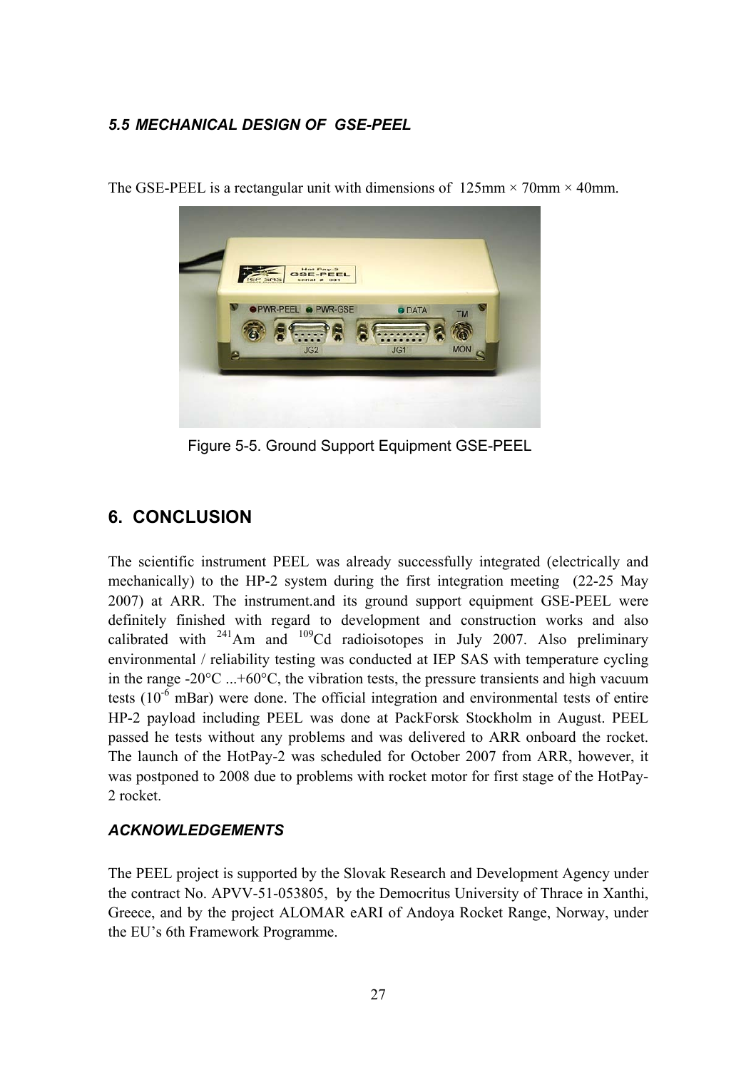### *5.5 MECHANICAL DESIGN OF GSE-PEEL*

The GSE-PEEL is a rectangular unit with dimensions of 125mm × 70mm × 40mm.

Figure 5-5. Ground Support Equipment GSE-PEEL

## 6. CONCLUSION

The scientific instrument PEEL was already successfully integrated (electrically and mechanically) to the HP-2 system during the first integration meeting (22-25 May 2007) at ARR. The instrument.and its ground support equipment GSE-PEEL were definitely finished with regard to development and construction works and also calibrated with $^{241}$Am and $^{109}$Cd radioisotopes in July 2007. Also preliminary environmental / reliability testing was conducted at IEP SAS with temperature cycling in the range -20°C ...+60°C, the vibration tests, the pressure transients and high vacuum tests ($10^{-6}$ mBar) were done. The official integration and environmental tests of entire HP-2 payload including PEEL was done at PackForsk Stockholm in August. PEEL passed he tests without any problems and was delivered to ARR onboard the rocket. The launch of the HotPay-2 was scheduled for October 2007 from ARR, however, it was postponed to 2008 due to problems with rocket motor for first stage of the HotPay-2 rocket.

### *ACKNOWLEDGEMENTS*

The PEEL project is supported by the Slovak Research and Development Agency under the contract No. APVV-51-053805, by the Democritus University of Thrace in Xanthi, Greece, and by the project ALOMAR eARI of Andoya Rocket Range, Norway, under the EU's 6th Framework Programme.